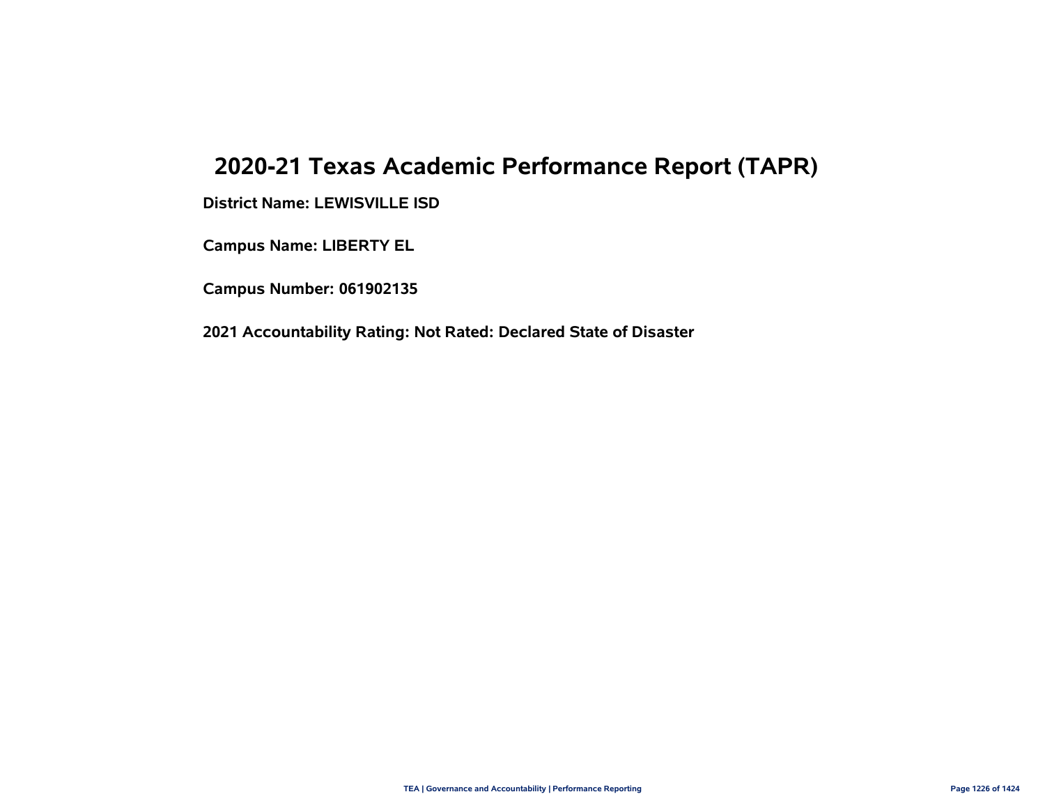# 2020-21 Texas Academic Performance Report (TAPR)

**District Name: LEWISVILLE ISD**

**Campus Name: LIBERTY EL**

**Campus Number: 061902135**

**2021 Accountability Rating: Not Rated: Declared State of Disaster**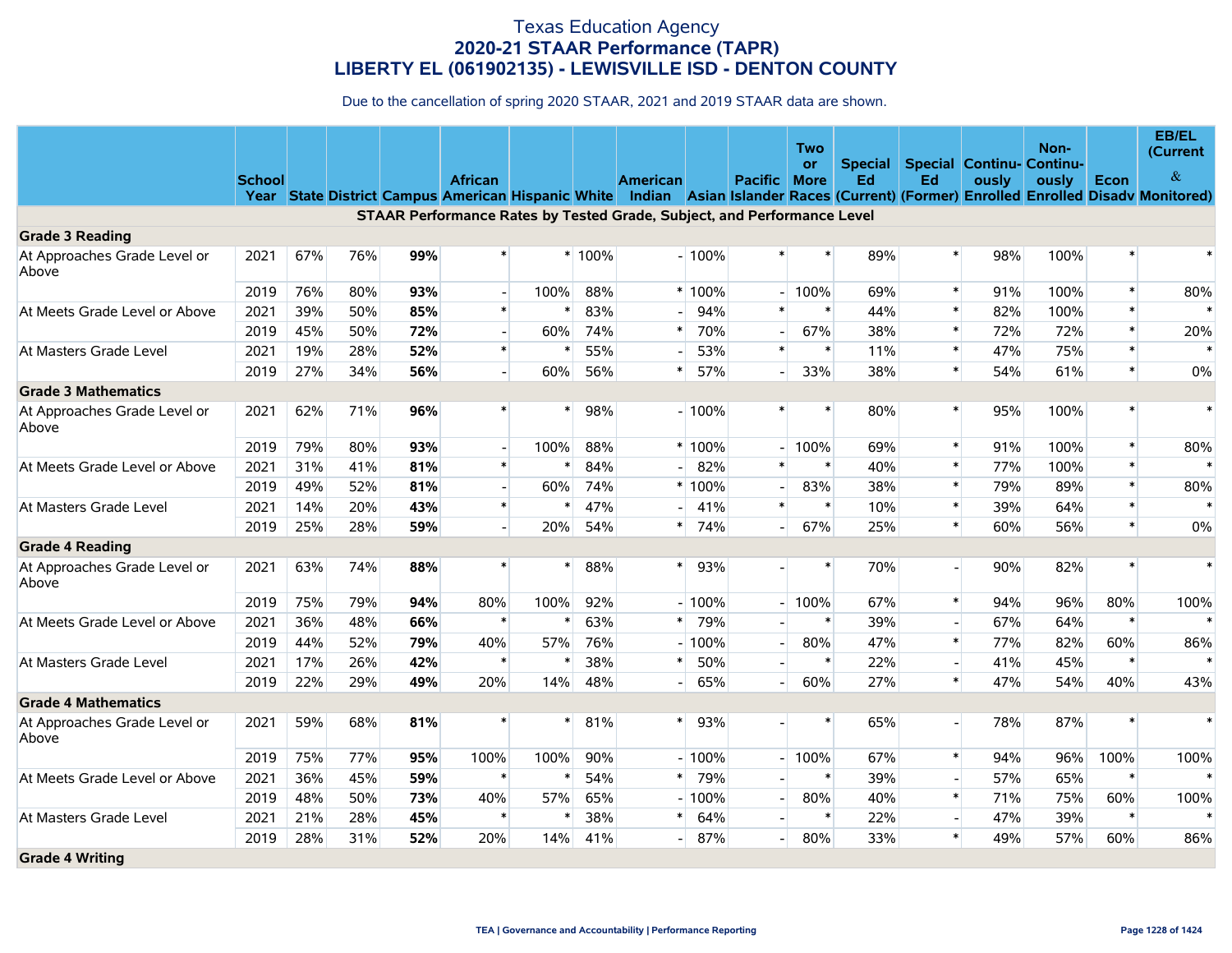# Texas Education Agency
## 2020-21 STAAR Performance (TAPR)
## LIBERTY EL (061902135) - LEWISVILLE ISD - DENTON COUNTY

Due to the cancellation of spring 2020 STAAR, 2021 and 2019 STAAR data are shown.

| | School Year | State | District | Campus | African American | Hispanic | White | American Indian | Asian | Pacific Islander | Two or More Races | Special Ed (Current) | Special Ed (Former) | Continuously Enrolled | Non-Continuously Enrolled | Econ Disadv | EB/EL (Current & Monitored) |
|---|---|---|---|---|---|---|---|---|---|---|---|---|---|---|---|---|---|
| **STAAR Performance Rates by Tested Grade, Subject, and Performance Level** | | | | | | | | | | | | | | | | | |
| **Grade 3 Reading** | | | | | | | | | | | | | | | | | |
| At Approaches Grade Level or Above | 2021 | 67% | 76% | **99%** | * | * | 100% | - | 100% | * | * | 89% | * | 98% | 100% | * | * |
| | 2019 | 76% | 80% | **93%** | - | 100% | 88% | * | 100% | - | 100% | 69% | * | 91% | 100% | * | 80% |
| At Meets Grade Level or Above | 2021 | 39% | 50% | **85%** | * | * | 83% | - | 94% | * | * | 44% | * | 82% | 100% | * | * |
| | 2019 | 45% | 50% | **72%** | - | 60% | 74% | * | 70% | - | 67% | 38% | * | 72% | 72% | * | 20% |
| At Masters Grade Level | 2021 | 19% | 28% | **52%** | * | * | 55% | - | 53% | * | * | 11% | * | 47% | 75% | * | * |
| | 2019 | 27% | 34% | **56%** | - | 60% | 56% | * | 57% | - | 33% | 38% | * | 54% | 61% | * | 0% |
| **Grade 3 Mathematics** | | | | | | | | | | | | | | | | | |
| At Approaches Grade Level or Above | 2021 | 62% | 71% | **96%** | * | * | 98% | - | 100% | * | * | 80% | * | 95% | 100% | * | * |
| | 2019 | 79% | 80% | **93%** | - | 100% | 88% | * | 100% | - | 100% | 69% | * | 91% | 100% | * | 80% |
| At Meets Grade Level or Above | 2021 | 31% | 41% | **81%** | * | * | 84% | - | 82% | * | * | 40% | * | 77% | 100% | * | * |
| | 2019 | 49% | 52% | **81%** | - | 60% | 74% | * | 100% | - | 83% | 38% | * | 79% | 89% | * | 80% |
| At Masters Grade Level | 2021 | 14% | 20% | **43%** | * | * | 47% | - | 41% | * | * | 10% | * | 39% | 64% | * | * |
| | 2019 | 25% | 28% | **59%** | - | 20% | 54% | * | 74% | - | 67% | 25% | * | 60% | 56% | * | 0% |
| **Grade 4 Reading** | | | | | | | | | | | | | | | | | |
| At Approaches Grade Level or Above | 2021 | 63% | 74% | **88%** | * | * | 88% | * | 93% | - | * | 70% | - | 90% | 82% | * | * |
| | 2019 | 75% | 79% | **94%** | 80% | 100% | 92% | - | 100% | - | 100% | 67% | * | 94% | 96% | 80% | 100% |
| At Meets Grade Level or Above | 2021 | 36% | 48% | **66%** | * | * | 63% | * | 79% | - | * | 39% | - | 67% | 64% | * | * |
| | 2019 | 44% | 52% | **79%** | 40% | 57% | 76% | - | 100% | - | 80% | 47% | * | 77% | 82% | 60% | 86% |
| At Masters Grade Level | 2021 | 17% | 26% | **42%** | * | * | 38% | * | 50% | - | * | 22% | - | 41% | 45% | * | * |
| | 2019 | 22% | 29% | **49%** | 20% | 14% | 48% | - | 65% | - | 60% | 27% | * | 47% | 54% | 40% | 43% |
| **Grade 4 Mathematics** | | | | | | | | | | | | | | | | | |
| At Approaches Grade Level or Above | 2021 | 59% | 68% | **81%** | * | * | 81% | * | 93% | - | * | 65% | - | 78% | 87% | * | * |
| | 2019 | 75% | 77% | **95%** | 100% | 100% | 90% | - | 100% | - | 100% | 67% | * | 94% | 96% | 100% | 100% |
| At Meets Grade Level or Above | 2021 | 36% | 45% | **59%** | * | * | 54% | * | 79% | - | * | 39% | - | 57% | 65% | * | * |
| | 2019 | 48% | 50% | **73%** | 40% | 57% | 65% | - | 100% | - | 80% | 40% | * | 71% | 75% | 60% | 100% |
| At Masters Grade Level | 2021 | 21% | 28% | **45%** | * | * | 38% | * | 64% | - | * | 22% | - | 47% | 39% | * | * |
| | 2019 | 28% | 31% | **52%** | 20% | 14% | 41% | - | 87% | - | 80% | 33% | * | 49% | 57% | 60% | 86% |
| **Grade 4 Writing** | | | | | | | | | | | | | | | | | |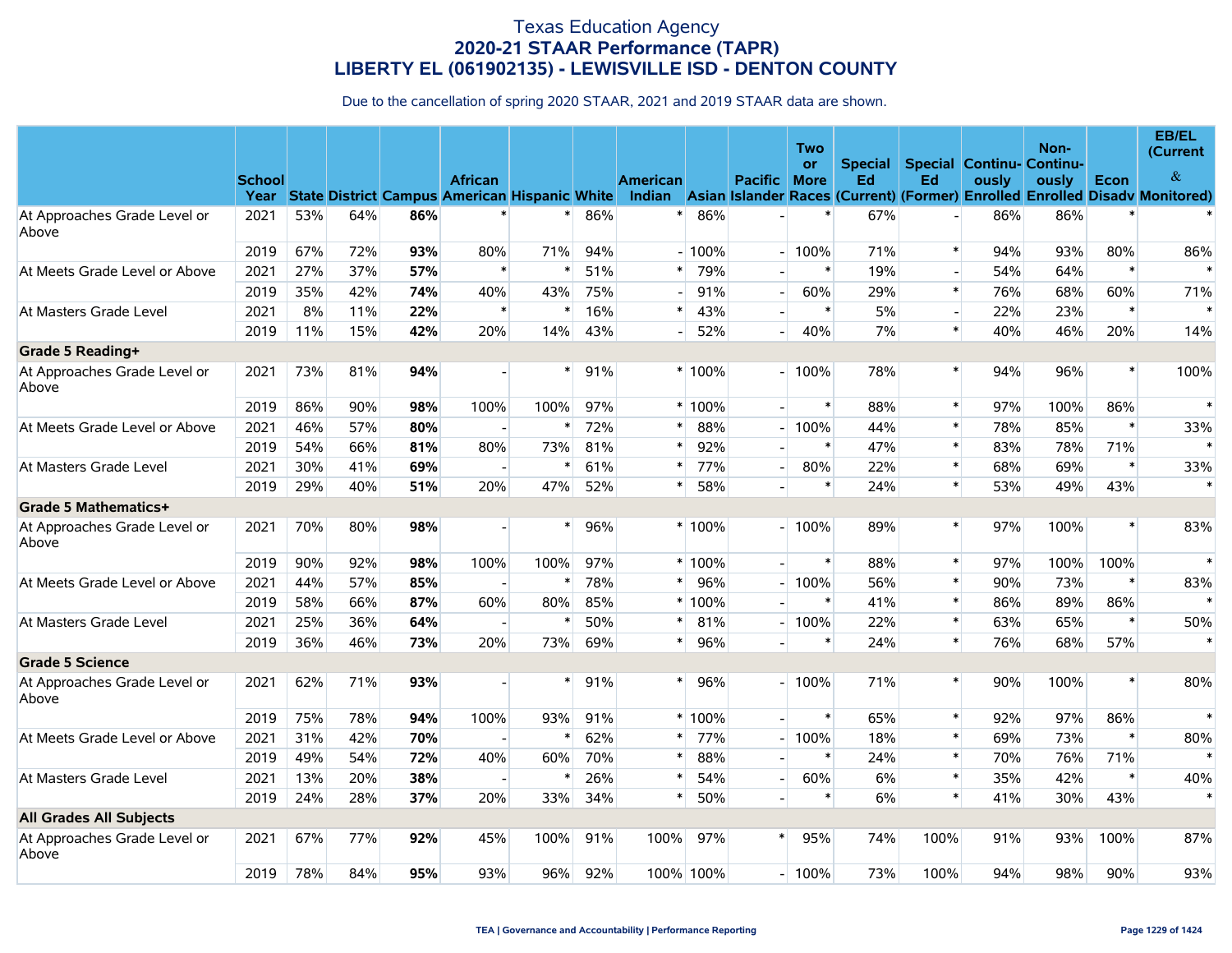# Texas Education Agency
## 2020-21 STAAR Performance (TAPR)
## LIBERTY EL (061902135) - LEWISVILLE ISD - DENTON COUNTY

Due to the cancellation of spring 2020 STAAR, 2021 and 2019 STAAR data are shown.

| | School Year | State | District | Campus | African American | Hispanic | White | American Indian | Asian | Pacific Islander | Two or More Races | Special Ed (Current) | Special Ed (Former) | Continuously Enrolled | Non-Continuously Enrolled | Econ Disadv | EB/EL (Current & Monitored) |
|---|---|---|---|---|---|---|---|---|---|---|---|---|---|---|---|---|---|
| At Approaches Grade Level or Above | 2021 | 53% | 64% | **86%** | * | * | 86% | * | 86% | - | * | 67% | - | 86% | 86% | * | * |
| | 2019 | 67% | 72% | **93%** | 80% | 71% | 94% | - | 100% | - | 100% | 71% | * | 94% | 93% | 80% | 86% |
| At Meets Grade Level or Above | 2021 | 27% | 37% | **57%** | * | * | 51% | * | 79% | - | * | 19% | - | 54% | 64% | * | * |
| | 2019 | 35% | 42% | **74%** | 40% | 43% | 75% | - | 91% | - | 60% | 29% | * | 76% | 68% | 60% | 71% |
| At Masters Grade Level | 2021 | 8% | 11% | **22%** | * | * | 16% | * | 43% | - | * | 5% | - | 22% | 23% | * | * |
| | 2019 | 11% | 15% | **42%** | 20% | 14% | 43% | - | 52% | - | 40% | 7% | * | 40% | 46% | 20% | 14% |
| **Grade 5 Reading+** | | | | | | | | | | | | | | | | | |
| At Approaches Grade Level or Above | 2021 | 73% | 81% | **94%** | - | * | 91% | * | 100% | - | 100% | 78% | * | 94% | 96% | * | 100% |
| | 2019 | 86% | 90% | **98%** | 100% | 100% | 97% | * | 100% | - | * | 88% | * | 97% | 100% | 86% | * |
| At Meets Grade Level or Above | 2021 | 46% | 57% | **80%** | - | * | 72% | * | 88% | - | 100% | 44% | * | 78% | 85% | * | 33% |
| | 2019 | 54% | 66% | **81%** | 80% | 73% | 81% | * | 92% | - | * | 47% | * | 83% | 78% | 71% | * |
| At Masters Grade Level | 2021 | 30% | 41% | **69%** | - | * | 61% | * | 77% | - | 80% | 22% | * | 68% | 69% | * | 33% |
| | 2019 | 29% | 40% | **51%** | 20% | 47% | 52% | * | 58% | - | * | 24% | * | 53% | 49% | 43% | * |
| **Grade 5 Mathematics+** | | | | | | | | | | | | | | | | | |
| At Approaches Grade Level or Above | 2021 | 70% | 80% | **98%** | - | * | 96% | * | 100% | - | 100% | 89% | * | 97% | 100% | * | 83% |
| | 2019 | 90% | 92% | **98%** | 100% | 100% | 97% | * | 100% | - | * | 88% | * | 97% | 100% | 100% | * |
| At Meets Grade Level or Above | 2021 | 44% | 57% | **85%** | - | * | 78% | * | 96% | - | 100% | 56% | * | 90% | 73% | * | 83% |
| | 2019 | 58% | 66% | **87%** | 60% | 80% | 85% | * | 100% | - | * | 41% | * | 86% | 89% | 86% | * |
| At Masters Grade Level | 2021 | 25% | 36% | **64%** | - | * | 50% | * | 81% | - | 100% | 22% | * | 63% | 65% | * | 50% |
| | 2019 | 36% | 46% | **73%** | 20% | 73% | 69% | * | 96% | - | * | 24% | * | 76% | 68% | 57% | * |
| **Grade 5 Science** | | | | | | | | | | | | | | | | | |
| At Approaches Grade Level or Above | 2021 | 62% | 71% | **93%** | - | * | 91% | * | 96% | - | 100% | 71% | * | 90% | 100% | * | 80% |
| | 2019 | 75% | 78% | **94%** | 100% | 93% | 91% | * | 100% | - | * | 65% | * | 92% | 97% | 86% | * |
| At Meets Grade Level or Above | 2021 | 31% | 42% | **70%** | - | * | 62% | * | 77% | - | 100% | 18% | * | 69% | 73% | * | 80% |
| | 2019 | 49% | 54% | **72%** | 40% | 60% | 70% | * | 88% | - | * | 24% | * | 70% | 76% | 71% | * |
| At Masters Grade Level | 2021 | 13% | 20% | **38%** | - | * | 26% | * | 54% | - | 60% | 6% | * | 35% | 42% | * | 40% |
| | 2019 | 24% | 28% | **37%** | 20% | 33% | 34% | * | 50% | - | * | 6% | * | 41% | 30% | 43% | * |
| **All Grades All Subjects** | | | | | | | | | | | | | | | | | |
| At Approaches Grade Level or Above | 2021 | 67% | 77% | **92%** | 45% | 100% | 91% | 100% | 97% | * | 95% | 74% | 100% | 91% | 93% | 100% | 87% |
| | 2019 | 78% | 84% | **95%** | 93% | 96% | 92% | 100% | 100% | - | 100% | 73% | 100% | 94% | 98% | 90% | 93% |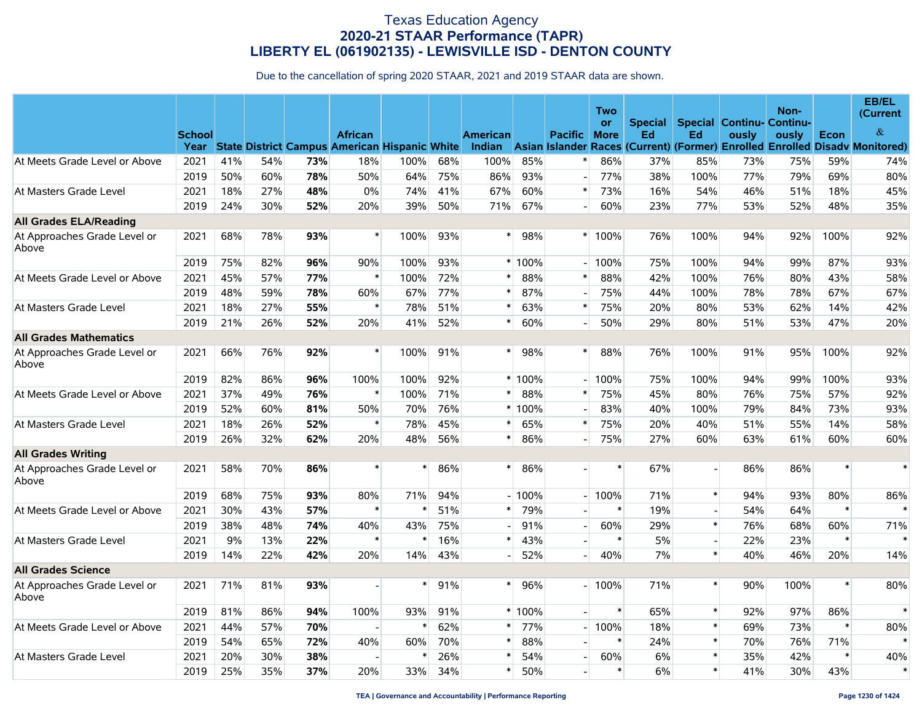# Texas Education Agency
## 2020-21 STAAR Performance (TAPR)
## LIBERTY EL (061902135) - LEWISVILLE ISD - DENTON COUNTY

Due to the cancellation of spring 2020 STAAR, 2021 and 2019 STAAR data are shown.

| | School Year | State | District | Campus | African American | Hispanic | White | American Indian | Asian | Pacific Islander | Two or More Races | Special Ed (Current) | Special Ed (Former) | Continuously Enrolled | Non-Continuously Enrolled | Econ Disadv | EB/EL (Current & Monitored) |
|---|---|---|---|---|---|---|---|---|---|---|---|---|---|---|---|---|---|
| At Meets Grade Level or Above | 2021 | 41% | 54% | **73%** | 18% | 100% | 68% | 100% | 85% | * | 86% | 37% | 85% | 73% | 75% | 59% | 74% |
| | 2019 | 50% | 60% | **78%** | 50% | 64% | 75% | 86% | 93% | - | 77% | 38% | 100% | 77% | 79% | 69% | 80% |
| At Masters Grade Level | 2021 | 18% | 27% | **48%** | 0% | 74% | 41% | 67% | 60% | * | 73% | 16% | 54% | 46% | 51% | 18% | 45% |
| | 2019 | 24% | 30% | **52%** | 20% | 39% | 50% | 71% | 67% | - | 60% | 23% | 77% | 53% | 52% | 48% | 35% |
| **All Grades ELA/Reading** | | | | | | | | | | | | | | | | | |
| At Approaches Grade Level or Above | 2021 | 68% | 78% | **93%** | * | 100% | 93% | * | 98% | * | 100% | 76% | 100% | 94% | 92% | 100% | 92% |
| | 2019 | 75% | 82% | **96%** | 90% | 100% | 93% | * | 100% | - | 100% | 75% | 100% | 94% | 99% | 87% | 93% |
| At Meets Grade Level or Above | 2021 | 45% | 57% | **77%** | * | 100% | 72% | * | 88% | * | 88% | 42% | 100% | 76% | 80% | 43% | 58% |
| | 2019 | 48% | 59% | **78%** | 60% | 67% | 77% | * | 87% | - | 75% | 44% | 100% | 78% | 78% | 67% | 67% |
| At Masters Grade Level | 2021 | 18% | 27% | **55%** | * | 78% | 51% | * | 63% | * | 75% | 20% | 80% | 53% | 62% | 14% | 42% |
| | 2019 | 21% | 26% | **52%** | 20% | 41% | 52% | * | 60% | - | 50% | 29% | 80% | 51% | 53% | 47% | 20% |
| **All Grades Mathematics** | | | | | | | | | | | | | | | | | |
| At Approaches Grade Level or Above | 2021 | 66% | 76% | **92%** | * | 100% | 91% | * | 98% | * | 88% | 76% | 100% | 91% | 95% | 100% | 92% |
| | 2019 | 82% | 86% | **96%** | 100% | 100% | 92% | * | 100% | - | 100% | 75% | 100% | 94% | 99% | 100% | 93% |
| At Meets Grade Level or Above | 2021 | 37% | 49% | **76%** | * | 100% | 71% | * | 88% | * | 75% | 45% | 80% | 76% | 75% | 57% | 92% |
| | 2019 | 52% | 60% | **81%** | 50% | 70% | 76% | * | 100% | - | 83% | 40% | 100% | 79% | 84% | 73% | 93% |
| At Masters Grade Level | 2021 | 18% | 26% | **52%** | * | 78% | 45% | * | 65% | * | 75% | 20% | 40% | 51% | 55% | 14% | 58% |
| | 2019 | 26% | 32% | **62%** | 20% | 48% | 56% | * | 86% | - | 75% | 27% | 60% | 63% | 61% | 60% | 60% |
| **All Grades Writing** | | | | | | | | | | | | | | | | | |
| At Approaches Grade Level or Above | 2021 | 58% | 70% | **86%** | * | * | 86% | * | 86% | - | * | 67% | - | 86% | 86% | * | * |
| | 2019 | 68% | 75% | **93%** | 80% | 71% | 94% | - | 100% | - | 100% | 71% | * | 94% | 93% | 80% | 86% |
| At Meets Grade Level or Above | 2021 | 30% | 43% | **57%** | * | * | 51% | * | 79% | - | * | 19% | - | 54% | 64% | * | * |
| | 2019 | 38% | 48% | **74%** | 40% | 43% | 75% | - | 91% | - | 60% | 29% | * | 76% | 68% | 60% | 71% |
| At Masters Grade Level | 2021 | 9% | 13% | **22%** | * | * | 16% | * | 43% | - | * | 5% | - | 22% | 23% | * | * |
| | 2019 | 14% | 22% | **42%** | 20% | 14% | 43% | - | 52% | - | 40% | 7% | * | 40% | 46% | 20% | 14% |
| **All Grades Science** | | | | | | | | | | | | | | | | | |
| At Approaches Grade Level or Above | 2021 | 71% | 81% | **93%** | - | * | 91% | * | 96% | - | 100% | 71% | * | 90% | 100% | * | 80% |
| | 2019 | 81% | 86% | **94%** | 100% | 93% | 91% | * | 100% | - | * | 65% | * | 92% | 97% | 86% | * |
| At Meets Grade Level or Above | 2021 | 44% | 57% | **70%** | - | * | 62% | * | 77% | - | 100% | 18% | * | 69% | 73% | * | 80% |
| | 2019 | 54% | 65% | **72%** | 40% | 60% | 70% | * | 88% | - | * | 24% | * | 70% | 76% | 71% | * |
| At Masters Grade Level | 2021 | 20% | 30% | **38%** | - | * | 26% | * | 54% | - | 60% | 6% | * | 35% | 42% | * | 40% |
| | 2019 | 25% | 35% | **37%** | 20% | 33% | 34% | * | 50% | - | * | 6% | * | 41% | 30% | 43% | * |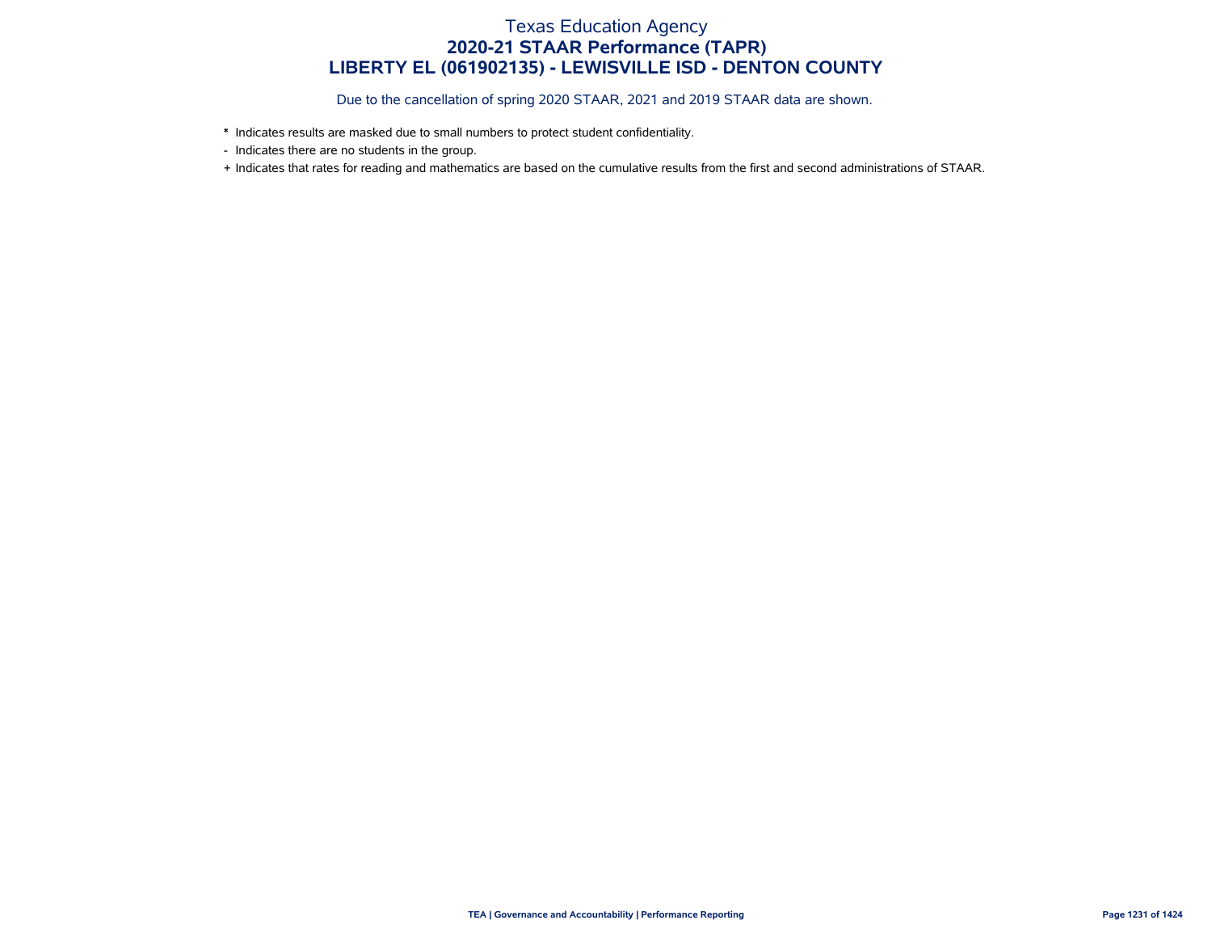# Texas Education Agency
## 2020-21 STAAR Performance (TAPR)
## LIBERTY EL (061902135) - LEWISVILLE ISD - DENTON COUNTY

Due to the cancellation of spring 2020 STAAR, 2021 and 2019 STAAR data are shown.

\* Indicates results are masked due to small numbers to protect student confidentiality.

\- Indicates there are no students in the group.

\+ Indicates that rates for reading and mathematics are based on the cumulative results from the first and second administrations of STAAR.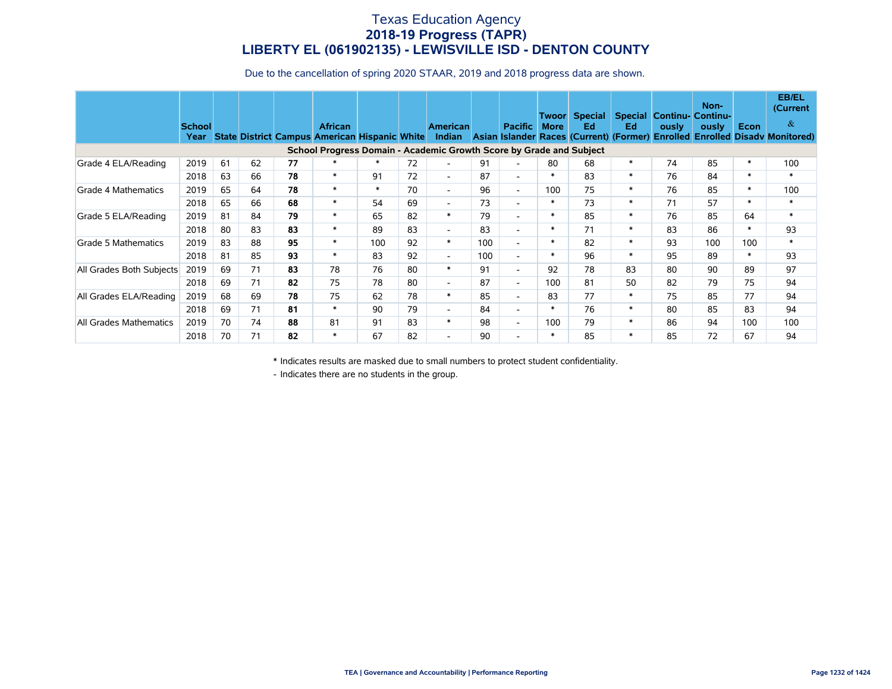# Texas Education Agency
## 2018-19 Progress (TAPR)
## LIBERTY EL (061902135) - LEWISVILLE ISD - DENTON COUNTY

Due to the cancellation of spring 2020 STAAR, 2019 and 2018 progress data are shown.

| | School Year | State | District | Campus | African American | Hispanic | White | American Indian | Asian | Pacific Islander | Two or More Races | Special Ed (Current) | Special Ed (Former) | Continuously Enrolled | Non-Continuously Enrolled | Econ Disadv | EB/EL (Current & Monitored) |
|---|---|---|---|---|---|---|---|---|---|---|---|---|---|---|---|---|---|
| **School Progress Domain - Academic Growth Score by Grade and Subject** | | | | | | | | | | | | | | | | | |
| Grade 4 ELA/Reading | 2019 | 61 | 62 | **77** | * | * | 72 | - | 91 | - | 80 | 68 | * | 74 | 85 | * | 100 |
| | 2018 | 63 | 66 | **78** | * | 91 | 72 | - | 87 | - | * | 83 | * | 76 | 84 | * | * |
| Grade 4 Mathematics | 2019 | 65 | 64 | **78** | * | * | 70 | - | 96 | - | 100 | 75 | * | 76 | 85 | * | 100 |
| | 2018 | 65 | 66 | **68** | * | 54 | 69 | - | 73 | - | * | 73 | * | 71 | 57 | * | * |
| Grade 5 ELA/Reading | 2019 | 81 | 84 | **79** | * | 65 | 82 | * | 79 | - | * | 85 | * | 76 | 85 | 64 | * |
| | 2018 | 80 | 83 | **83** | * | 89 | 83 | - | 83 | - | * | 71 | * | 83 | 86 | * | 93 |
| Grade 5 Mathematics | 2019 | 83 | 88 | **95** | * | 100 | 92 | * | 100 | - | * | 82 | * | 93 | 100 | 100 | * |
| | 2018 | 81 | 85 | **93** | * | 83 | 92 | - | 100 | - | * | 96 | * | 95 | 89 | * | 93 |
| All Grades Both Subjects | 2019 | 69 | 71 | **83** | 78 | 76 | 80 | * | 91 | - | 92 | 78 | 83 | 80 | 90 | 89 | 97 |
| | 2018 | 69 | 71 | **82** | 75 | 78 | 80 | - | 87 | - | 100 | 81 | 50 | 82 | 79 | 75 | 94 |
| All Grades ELA/Reading | 2019 | 68 | 69 | **78** | 75 | 62 | 78 | * | 85 | - | 83 | 77 | * | 75 | 85 | 77 | 94 |
| | 2018 | 69 | 71 | **81** | * | 90 | 79 | - | 84 | - | * | 76 | * | 80 | 85 | 83 | 94 |
| All Grades Mathematics | 2019 | 70 | 74 | **88** | 81 | 91 | 83 | * | 98 | - | 100 | 79 | * | 86 | 94 | 100 | 100 |
| | 2018 | 70 | 71 | **82** | * | 67 | 82 | - | 90 | - | * | 85 | * | 85 | 72 | 67 | 94 |

\* Indicates results are masked due to small numbers to protect student confidentiality.

\- Indicates there are no students in the group.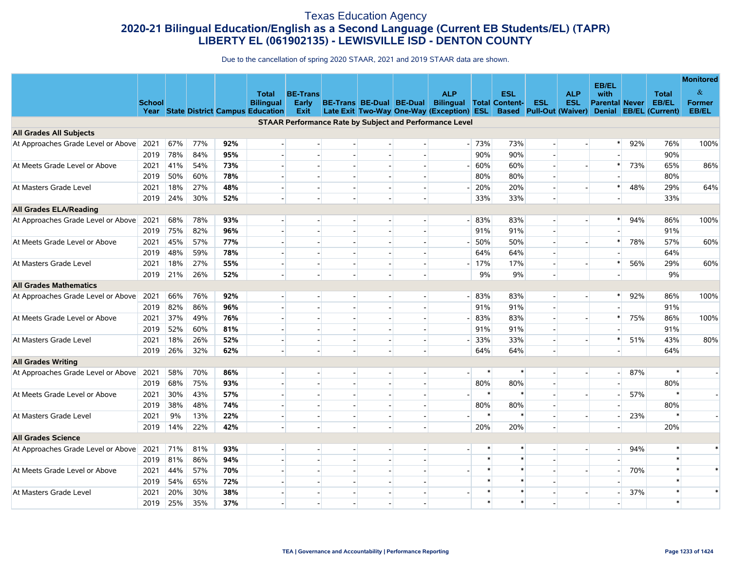# Texas Education Agency

## 2020-21 Bilingual Education/English as a Second Language (Current EB Students/EL) (TAPR)

## LIBERTY EL (061902135) - LEWISVILLE ISD - DENTON COUNTY

Due to the cancellation of spring 2020 STAAR, 2021 and 2019 STAAR data are shown.

| | School Year | State | District | Campus | Total Bilingual Education | BE-Trans Early Exit | BE-Trans Late Exit | BE-Dual Two-Way | BE-Dual One-Way | ALP Bilingual (Exception) | Total ESL | ESL Content-Based | ESL Pull-Out | ALP ESL (Waiver) | EB/EL with Parental Denial | Never EB/EL | Total EB/EL (Current) | Monitored & Former EB/EL |
|---|---|---|---|---|---|---|---|---|---|---|---|---|---|---|---|---|---|---|
| **STAAR Performance Rate by Subject and Performance Level** | | | | | | | | | | | | | | | | | | |
| **All Grades All Subjects** | | | | | | | | | | | | | | | | | | |
| At Approaches Grade Level or Above | 2021 | 67% | 77% | **92%** | - | - | - | - | - | - | 73% | 73% | - | - | * | 92% | 76% | 100% |
| | 2019 | 78% | 84% | **95%** | - | - | - | - | - | | 90% | 90% | - | | - | | 90% | |
| At Meets Grade Level or Above | 2021 | 41% | 54% | **73%** | - | - | - | - | - | - | 60% | 60% | - | - | * | 73% | 65% | 86% |
| | 2019 | 50% | 60% | **78%** | - | - | - | - | - | | 80% | 80% | - | | - | | 80% | |
| At Masters Grade Level | 2021 | 18% | 27% | **48%** | - | - | - | - | - | - | 20% | 20% | - | - | * | 48% | 29% | 64% |
| | 2019 | 24% | 30% | **52%** | - | - | - | - | - | | 33% | 33% | - | | - | | 33% | |
| **All Grades ELA/Reading** | | | | | | | | | | | | | | | | | | |
| At Approaches Grade Level or Above | 2021 | 68% | 78% | **93%** | - | - | - | - | - | - | 83% | 83% | - | - | * | 94% | 86% | 100% |
| | 2019 | 75% | 82% | **96%** | - | - | - | - | - | | 91% | 91% | - | | - | | 91% | |
| At Meets Grade Level or Above | 2021 | 45% | 57% | **77%** | - | - | - | - | - | - | 50% | 50% | - | - | * | 78% | 57% | 60% |
| | 2019 | 48% | 59% | **78%** | - | - | - | - | - | | 64% | 64% | - | | - | | 64% | |
| At Masters Grade Level | 2021 | 18% | 27% | **55%** | - | - | - | - | - | - | 17% | 17% | - | - | * | 56% | 29% | 60% |
| | 2019 | 21% | 26% | **52%** | - | - | - | - | - | | 9% | 9% | - | | - | | 9% | |
| **All Grades Mathematics** | | | | | | | | | | | | | | | | | | |
| At Approaches Grade Level or Above | 2021 | 66% | 76% | **92%** | - | - | - | - | - | - | 83% | 83% | - | - | * | 92% | 86% | 100% |
| | 2019 | 82% | 86% | **96%** | - | - | - | - | - | | 91% | 91% | - | | - | | 91% | |
| At Meets Grade Level or Above | 2021 | 37% | 49% | **76%** | - | - | - | - | - | - | 83% | 83% | - | - | * | 75% | 86% | 100% |
| | 2019 | 52% | 60% | **81%** | - | - | - | - | - | | 91% | 91% | - | | - | | 91% | |
| At Masters Grade Level | 2021 | 18% | 26% | **52%** | - | - | - | - | - | - | 33% | 33% | - | - | * | 51% | 43% | 80% |
| | 2019 | 26% | 32% | **62%** | - | - | - | - | - | | 64% | 64% | - | | - | | 64% | |
| **All Grades Writing** | | | | | | | | | | | | | | | | | | |
| At Approaches Grade Level or Above | 2021 | 58% | 70% | **86%** | - | - | - | - | - | - | * | * | - | - | - | 87% | * | - |
| | 2019 | 68% | 75% | **93%** | - | - | - | - | - | | 80% | 80% | - | | - | | 80% | |
| At Meets Grade Level or Above | 2021 | 30% | 43% | **57%** | - | - | - | - | - | - | * | * | - | - | - | 57% | * | - |
| | 2019 | 38% | 48% | **74%** | - | - | - | - | - | | 80% | 80% | - | | - | | 80% | |
| At Masters Grade Level | 2021 | 9% | 13% | **22%** | - | - | - | - | - | - | * | * | - | - | - | 23% | * | - |
| | 2019 | 14% | 22% | **42%** | - | - | - | - | - | | 20% | 20% | - | | - | | 20% | |
| **All Grades Science** | | | | | | | | | | | | | | | | | | |
| At Approaches Grade Level or Above | 2021 | 71% | 81% | **93%** | - | - | - | - | - | - | * | * | - | - | - | 94% | * | * |
| | 2019 | 81% | 86% | **94%** | - | - | - | - | - | | * | * | - | | - | | * | |
| At Meets Grade Level or Above | 2021 | 44% | 57% | **70%** | - | - | - | - | - | - | * | * | - | - | - | 70% | * | * |
| | 2019 | 54% | 65% | **72%** | - | - | - | - | - | | * | * | - | | - | | * | |
| At Masters Grade Level | 2021 | 20% | 30% | **38%** | - | - | - | - | - | - | * | * | - | - | - | 37% | * | * |
| | 2019 | 25% | 35% | **37%** | - | - | - | - | - | | * | * | - | | - | | * | |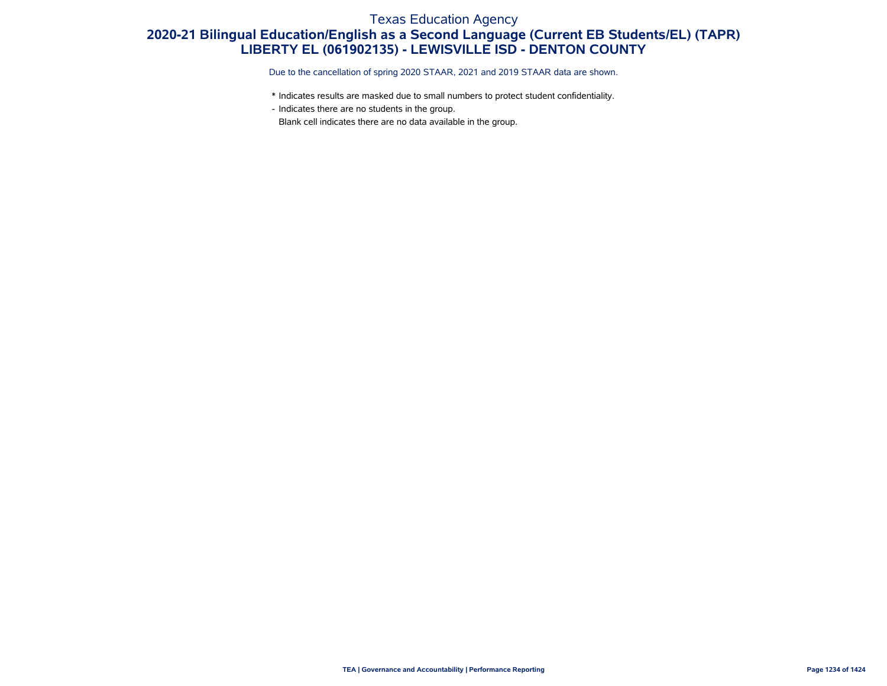# Texas Education Agency

## 2020-21 Bilingual Education/English as a Second Language (Current EB Students/EL) (TAPR)

## LIBERTY EL (061902135) - LEWISVILLE ISD - DENTON COUNTY

Due to the cancellation of spring 2020 STAAR, 2021 and 2019 STAAR data are shown.

* Indicates results are masked due to small numbers to protect student confidentiality.
- Indicates there are no students in the group.
Blank cell indicates there are no data available in the group.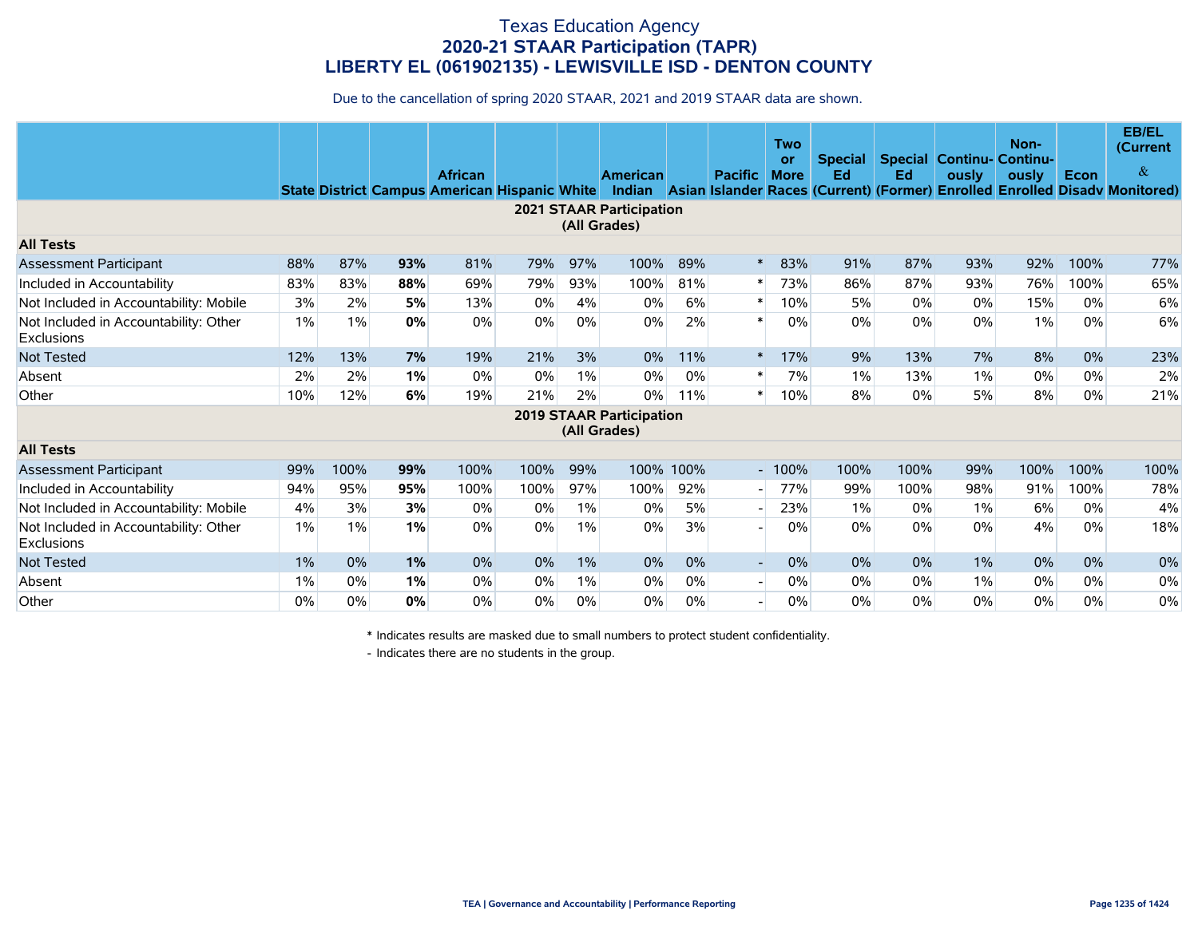# Texas Education Agency
## 2020-21 STAAR Participation (TAPR)
## LIBERTY EL (061902135) - LEWISVILLE ISD - DENTON COUNTY

Due to the cancellation of spring 2020 STAAR, 2021 and 2019 STAAR data are shown.

| | State | District | Campus | African American | Hispanic | White | American Indian | Asian | Pacific Islander | Two or More Races | Special Ed (Current) | Special Ed (Former) | Continuously Enrolled | Non-Continuously Enrolled | Econ Disadv | EB/EL (Current & Monitored) |
|---|---|---|---|---|---|---|---|---|---|---|---|---|---|---|---|---|
| **2021 STAAR Participation (All Grades)** | | | | | | | | | | | | | | | | |
| **All Tests** | | | | | | | | | | | | | | | | |
| Assessment Participant | 88% | 87% | **93%** | 81% | 79% | 97% | 100% | 89% | * | 83% | 91% | 87% | 93% | 92% | 100% | 77% |
| Included in Accountability | 83% | 83% | **88%** | 69% | 79% | 93% | 100% | 81% | * | 73% | 86% | 87% | 93% | 76% | 100% | 65% |
| Not Included in Accountability: Mobile | 3% | 2% | **5%** | 13% | 0% | 4% | 0% | 6% | * | 10% | 5% | 0% | 0% | 15% | 0% | 6% |
| Not Included in Accountability: Other Exclusions | 1% | 1% | **0%** | 0% | 0% | 0% | 0% | 2% | * | 0% | 0% | 0% | 0% | 1% | 0% | 6% |
| Not Tested | 12% | 13% | **7%** | 19% | 21% | 3% | 0% | 11% | * | 17% | 9% | 13% | 7% | 8% | 0% | 23% |
| Absent | 2% | 2% | **1%** | 0% | 0% | 1% | 0% | 0% | * | 7% | 1% | 13% | 1% | 0% | 0% | 2% |
| Other | 10% | 12% | **6%** | 19% | 21% | 2% | 0% | 11% | * | 10% | 8% | 0% | 5% | 8% | 0% | 21% |
| **2019 STAAR Participation (All Grades)** | | | | | | | | | | | | | | | | |
| **All Tests** | | | | | | | | | | | | | | | | |
| Assessment Participant | 99% | 100% | **99%** | 100% | 100% | 99% | 100% | 100% | - | 100% | 100% | 100% | 99% | 100% | 100% | 100% |
| Included in Accountability | 94% | 95% | **95%** | 100% | 100% | 97% | 100% | 92% | - | 77% | 99% | 100% | 98% | 91% | 100% | 78% |
| Not Included in Accountability: Mobile | 4% | 3% | **3%** | 0% | 0% | 1% | 0% | 5% | - | 23% | 1% | 0% | 1% | 6% | 0% | 4% |
| Not Included in Accountability: Other Exclusions | 1% | 1% | **1%** | 0% | 0% | 1% | 0% | 3% | - | 0% | 0% | 0% | 0% | 4% | 0% | 18% |
| Not Tested | 1% | 0% | **1%** | 0% | 0% | 1% | 0% | 0% | - | 0% | 0% | 0% | 1% | 0% | 0% | 0% |
| Absent | 1% | 0% | **1%** | 0% | 0% | 1% | 0% | 0% | - | 0% | 0% | 0% | 1% | 0% | 0% | 0% |
| Other | 0% | 0% | **0%** | 0% | 0% | 0% | 0% | 0% | - | 0% | 0% | 0% | 0% | 0% | 0% | 0% |

\* Indicates results are masked due to small numbers to protect student confidentiality.

- Indicates there are no students in the group.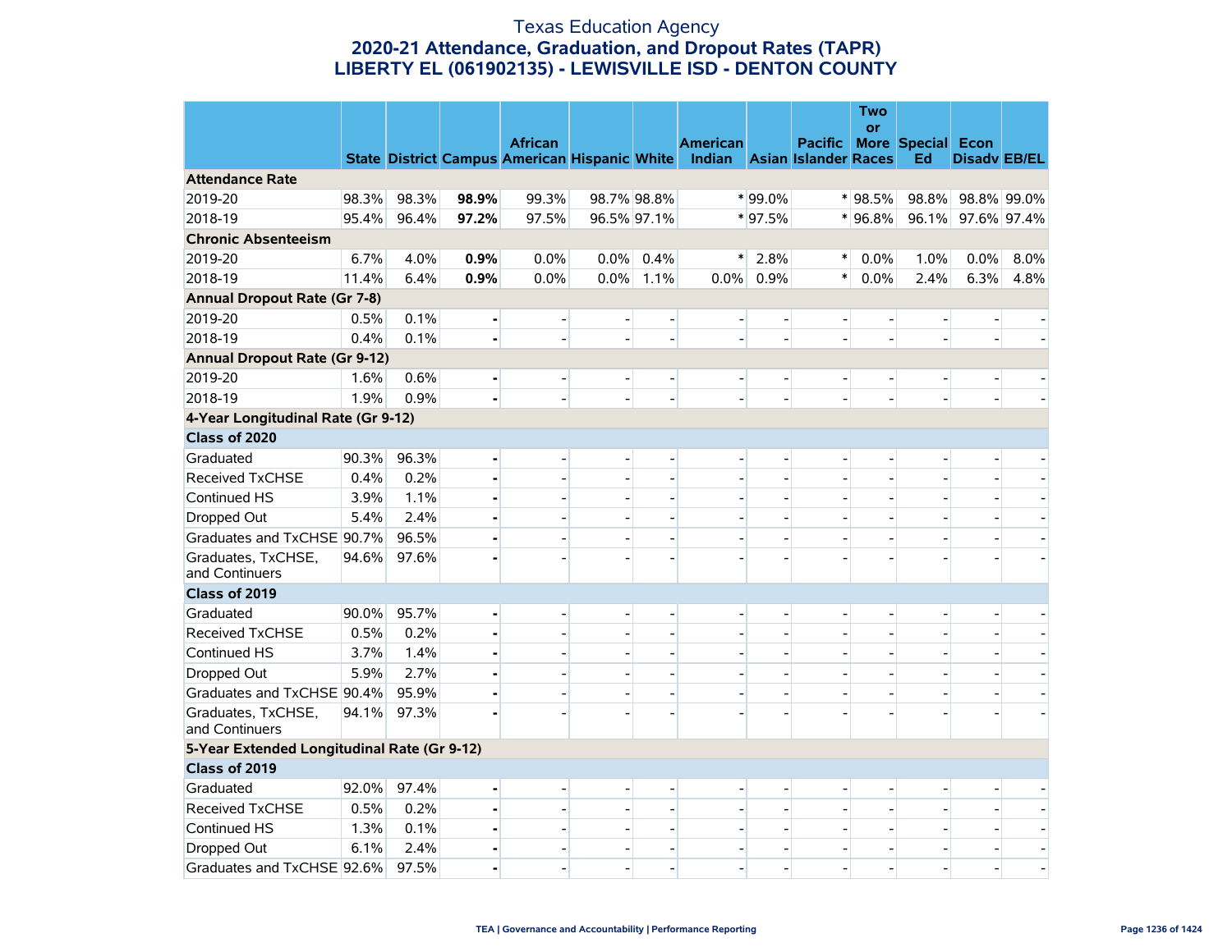# Texas Education Agency
## 2020-21 Attendance, Graduation, and Dropout Rates (TAPR)
## LIBERTY EL (061902135) - LEWISVILLE ISD - DENTON COUNTY

| | State | District | Campus | African American | Hispanic | White | American Indian | Asian | Pacific Islander | Two or More Races | Special Ed | Econ Disadv | EB/EL |
|---|---|---|---|---|---|---|---|---|---|---|---|---|---|
| **Attendance Rate** | | | | | | | | | | | | | |
| 2019-20 | 98.3% | 98.3% | **98.9%** | 99.3% | 98.7% | 98.8% | * | 99.0% | * | 98.5% | 98.8% | 98.8% | 99.0% |
| 2018-19 | 95.4% | 96.4% | **97.2%** | 97.5% | 96.5% | 97.1% | * | 97.5% | * | 96.8% | 96.1% | 97.6% | 97.4% |
| **Chronic Absenteeism** | | | | | | | | | | | | | |
| 2019-20 | 6.7% | 4.0% | **0.9%** | 0.0% | 0.0% | 0.4% | * | 2.8% | * | 0.0% | 1.0% | 0.0% | 8.0% |
| 2018-19 | 11.4% | 6.4% | **0.9%** | 0.0% | 0.0% | 1.1% | 0.0% | 0.9% | * | 0.0% | 2.4% | 6.3% | 4.8% |
| **Annual Dropout Rate (Gr 7-8)** | | | | | | | | | | | | | |
| 2019-20 | 0.5% | 0.1% | **-** | - | - | - | - | - | - | - | - | - | - |
| 2018-19 | 0.4% | 0.1% | **-** | - | - | - | - | - | - | - | - | - | - |
| **Annual Dropout Rate (Gr 9-12)** | | | | | | | | | | | | | |
| 2019-20 | 1.6% | 0.6% | **-** | - | - | - | - | - | - | - | - | - | - |
| 2018-19 | 1.9% | 0.9% | **-** | - | - | - | - | - | - | - | - | - | - |
| **4-Year Longitudinal Rate (Gr 9-12)** | | | | | | | | | | | | | |
| **Class of 2020** | | | | | | | | | | | | | |
| Graduated | 90.3% | 96.3% | **-** | - | - | - | - | - | - | - | - | - | - |
| Received TxCHSE | 0.4% | 0.2% | **-** | - | - | - | - | - | - | - | - | - | - |
| Continued HS | 3.9% | 1.1% | **-** | - | - | - | - | - | - | - | - | - | - |
| Dropped Out | 5.4% | 2.4% | **-** | - | - | - | - | - | - | - | - | - | - |
| Graduates and TxCHSE | 90.7% | 96.5% | **-** | - | - | - | - | - | - | - | - | - | - |
| Graduates, TxCHSE, and Continuers | 94.6% | 97.6% | **-** | - | - | - | - | - | - | - | - | - | - |
| **Class of 2019** | | | | | | | | | | | | | |
| Graduated | 90.0% | 95.7% | **-** | - | - | - | - | - | - | - | - | - | - |
| Received TxCHSE | 0.5% | 0.2% | **-** | - | - | - | - | - | - | - | - | - | - |
| Continued HS | 3.7% | 1.4% | **-** | - | - | - | - | - | - | - | - | - | - |
| Dropped Out | 5.9% | 2.7% | **-** | - | - | - | - | - | - | - | - | - | - |
| Graduates and TxCHSE | 90.4% | 95.9% | **-** | - | - | - | - | - | - | - | - | - | - |
| Graduates, TxCHSE, and Continuers | 94.1% | 97.3% | **-** | - | - | - | - | - | - | - | - | - | - |
| **5-Year Extended Longitudinal Rate (Gr 9-12)** | | | | | | | | | | | | | |
| **Class of 2019** | | | | | | | | | | | | | |
| Graduated | 92.0% | 97.4% | **-** | - | - | - | - | - | - | - | - | - | - |
| Received TxCHSE | 0.5% | 0.2% | **-** | - | - | - | - | - | - | - | - | - | - |
| Continued HS | 1.3% | 0.1% | **-** | - | - | - | - | - | - | - | - | - | - |
| Dropped Out | 6.1% | 2.4% | **-** | - | - | - | - | - | - | - | - | - | - |
| Graduates and TxCHSE | 92.6% | 97.5% | **-** | - | - | - | - | - | - | - | - | - | - |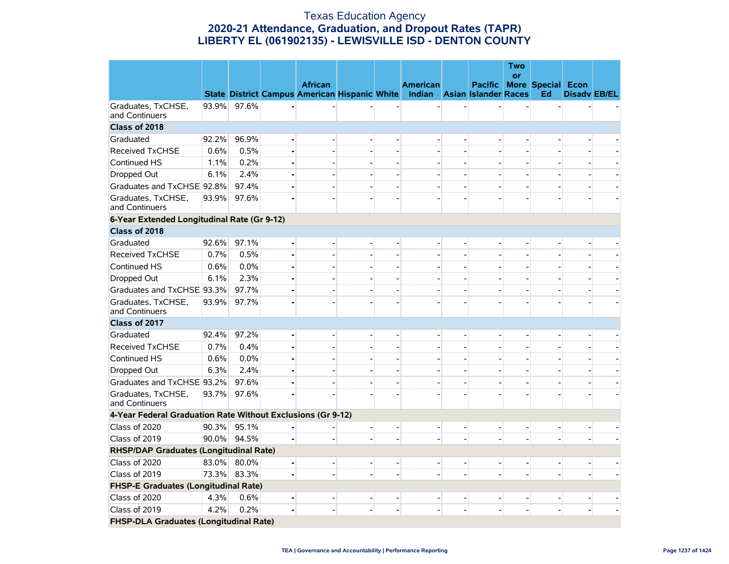# Texas Education Agency
## 2020-21 Attendance, Graduation, and Dropout Rates (TAPR)
## LIBERTY EL (061902135) - LEWISVILLE ISD - DENTON COUNTY

| | State | District | Campus | African American | Hispanic | White | American Indian | Asian | Pacific Islander | Two or More Races | Special Ed | Econ Disadv | EB/EL |
|---|---|---|---|---|---|---|---|---|---|---|---|---|---|
| Graduates, TxCHSE, and Continuers | 93.9% | 97.6% | - | - | - | - | - | - | - | - | - | - | - |
| **Class of 2018** | | | | | | | | | | | | | |
| Graduated | 92.2% | 96.9% | - | - | - | - | - | - | - | - | - | - | - |
| Received TxCHSE | 0.6% | 0.5% | - | - | - | - | - | - | - | - | - | - | - |
| Continued HS | 1.1% | 0.2% | - | - | - | - | - | - | - | - | - | - | - |
| Dropped Out | 6.1% | 2.4% | - | - | - | - | - | - | - | - | - | - | - |
| Graduates and TxCHSE | 92.8% | 97.4% | - | - | - | - | - | - | - | - | - | - | - |
| Graduates, TxCHSE, and Continuers | 93.9% | 97.6% | - | - | - | - | - | - | - | - | - | - | - |
| **6-Year Extended Longitudinal Rate (Gr 9-12)** | | | | | | | | | | | | | |
| **Class of 2018** | | | | | | | | | | | | | |
| Graduated | 92.6% | 97.1% | - | - | - | - | - | - | - | - | - | - | - |
| Received TxCHSE | 0.7% | 0.5% | - | - | - | - | - | - | - | - | - | - | - |
| Continued HS | 0.6% | 0.0% | - | - | - | - | - | - | - | - | - | - | - |
| Dropped Out | 6.1% | 2.3% | - | - | - | - | - | - | - | - | - | - | - |
| Graduates and TxCHSE | 93.3% | 97.7% | - | - | - | - | - | - | - | - | - | - | - |
| Graduates, TxCHSE, and Continuers | 93.9% | 97.7% | - | - | - | - | - | - | - | - | - | - | - |
| **Class of 2017** | | | | | | | | | | | | | |
| Graduated | 92.4% | 97.2% | - | - | - | - | - | - | - | - | - | - | - |
| Received TxCHSE | 0.7% | 0.4% | - | - | - | - | - | - | - | - | - | - | - |
| Continued HS | 0.6% | 0.0% | - | - | - | - | - | - | - | - | - | - | - |
| Dropped Out | 6.3% | 2.4% | - | - | - | - | - | - | - | - | - | - | - |
| Graduates and TxCHSE | 93.2% | 97.6% | - | - | - | - | - | - | - | - | - | - | - |
| Graduates, TxCHSE, and Continuers | 93.7% | 97.6% | - | - | - | - | - | - | - | - | - | - | - |
| **4-Year Federal Graduation Rate Without Exclusions (Gr 9-12)** | | | | | | | | | | | | | |
| Class of 2020 | 90.3% | 95.1% | - | - | - | - | - | - | - | - | - | - | - |
| Class of 2019 | 90.0% | 94.5% | - | - | - | - | - | - | - | - | - | - | - |
| **RHSP/DAP Graduates (Longitudinal Rate)** | | | | | | | | | | | | | |
| Class of 2020 | 83.0% | 80.0% | - | - | - | - | - | - | - | - | - | - | - |
| Class of 2019 | 73.3% | 83.3% | - | - | - | - | - | - | - | - | - | - | - |
| **FHSP-E Graduates (Longitudinal Rate)** | | | | | | | | | | | | | |
| Class of 2020 | 4.3% | 0.6% | - | - | - | - | - | - | - | - | - | - | - |
| Class of 2019 | 4.2% | 0.2% | - | - | - | - | - | - | - | - | - | - | - |
| **FHSP-DLA Graduates (Longitudinal Rate)** | | | | | | | | | | | | | |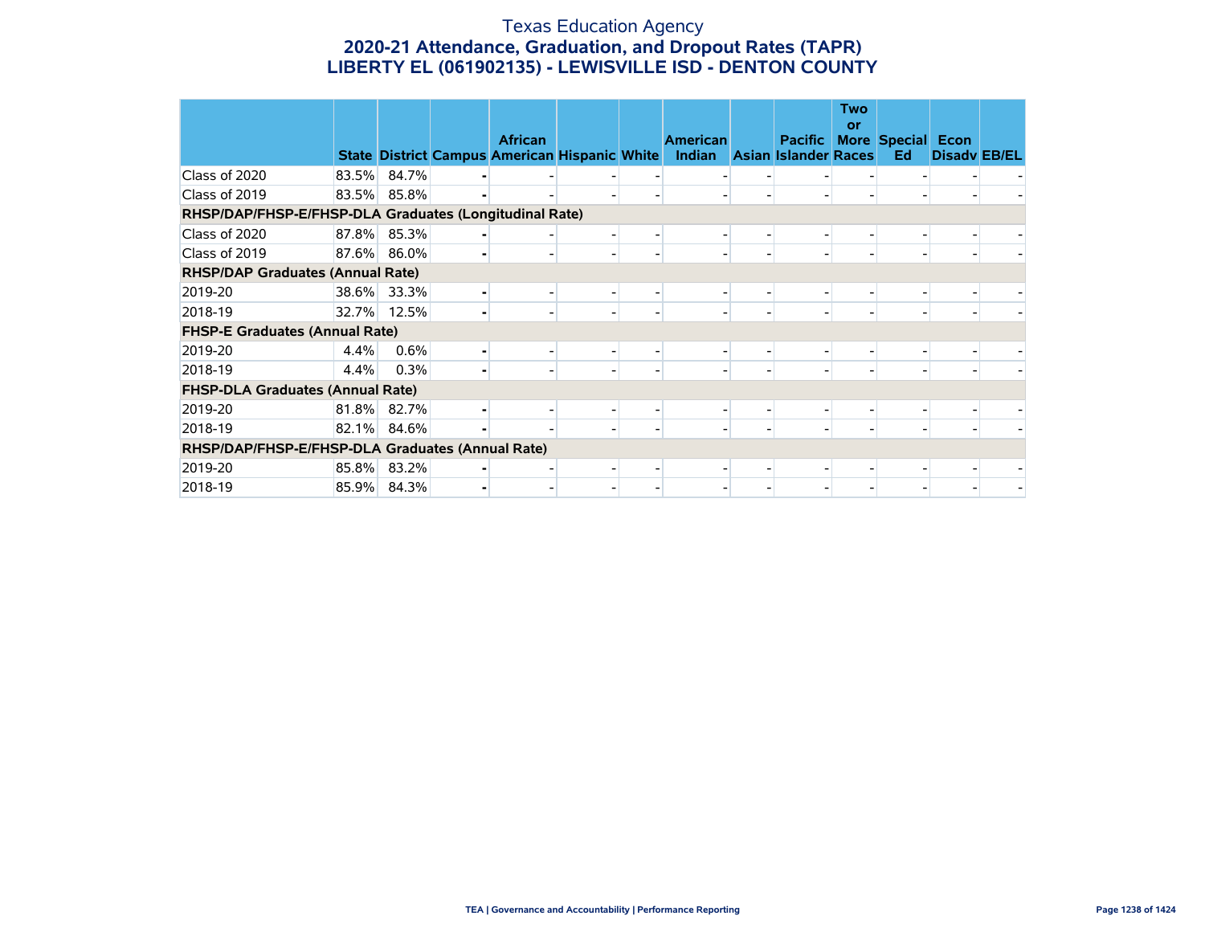# Texas Education Agency
## 2020-21 Attendance, Graduation, and Dropout Rates (TAPR)
## LIBERTY EL (061902135) - LEWISVILLE ISD - DENTON COUNTY

| | State | District | Campus | African American | Hispanic | White | American Indian | Asian | Pacific Islander | Two or More Races | Special Ed | Econ Disadv | EB/EL |
|---|---|---|---|---|---|---|---|---|---|---|---|---|---|
| Class of 2020 | 83.5% | 84.7% | - | - | - | - | - | - | - | - | - | - | - |
| Class of 2019 | 83.5% | 85.8% | - | - | - | - | - | - | - | - | - | - | - |
| **RHSP/DAP/FHSP-E/FHSP-DLA Graduates (Longitudinal Rate)** | | | | | | | | | | | | | |
| Class of 2020 | 87.8% | 85.3% | - | - | - | - | - | - | - | - | - | - | - |
| Class of 2019 | 87.6% | 86.0% | - | - | - | - | - | - | - | - | - | - | - |
| **RHSP/DAP Graduates (Annual Rate)** | | | | | | | | | | | | | |
| 2019-20 | 38.6% | 33.3% | - | - | - | - | - | - | - | - | - | - | - |
| 2018-19 | 32.7% | 12.5% | - | - | - | - | - | - | - | - | - | - | - |
| **FHSP-E Graduates (Annual Rate)** | | | | | | | | | | | | | |
| 2019-20 | 4.4% | 0.6% | - | - | - | - | - | - | - | - | - | - | - |
| 2018-19 | 4.4% | 0.3% | - | - | - | - | - | - | - | - | - | - | - |
| **FHSP-DLA Graduates (Annual Rate)** | | | | | | | | | | | | | |
| 2019-20 | 81.8% | 82.7% | - | - | - | - | - | - | - | - | - | - | - |
| 2018-19 | 82.1% | 84.6% | - | - | - | - | - | - | - | - | - | - | - |
| **RHSP/DAP/FHSP-E/FHSP-DLA Graduates (Annual Rate)** | | | | | | | | | | | | | |
| 2019-20 | 85.8% | 83.2% | - | - | - | - | - | - | - | - | - | - | - |
| 2018-19 | 85.9% | 84.3% | - | - | - | - | - | - | - | - | - | - | - |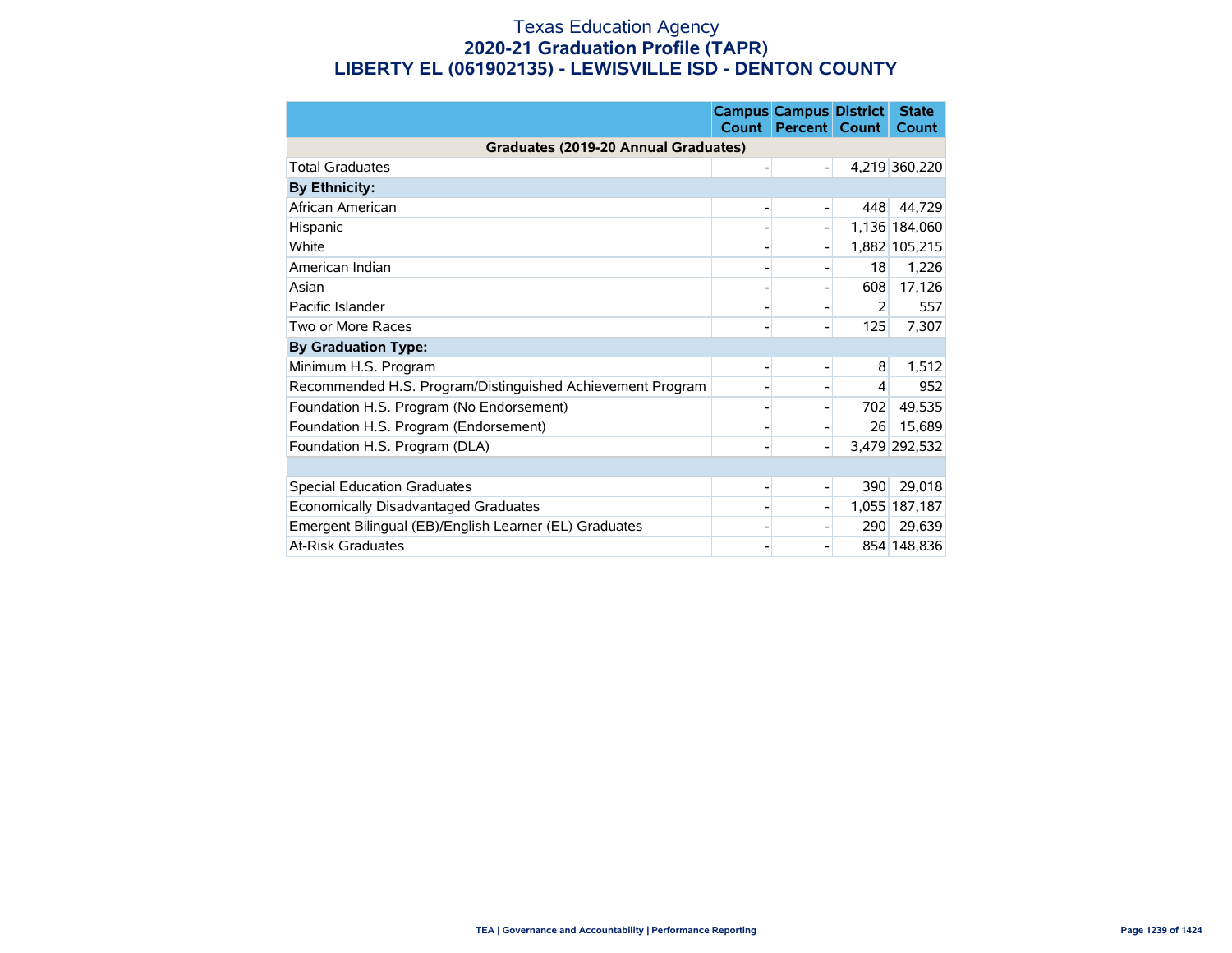# Texas Education Agency
## 2020-21 Graduation Profile (TAPR)
## LIBERTY EL (061902135) - LEWISVILLE ISD - DENTON COUNTY

| | Campus Count | Campus Percent | District Count | State Count |
|---|---|---|---|---|
| **Graduates (2019-20 Annual Graduates)** | | | | |
| Total Graduates | - | - | 4,219 | 360,220 |
| **By Ethnicity:** | | | | |
| African American | - | - | 448 | 44,729 |
| Hispanic | - | - | 1,136 | 184,060 |
| White | - | - | 1,882 | 105,215 |
| American Indian | - | - | 18 | 1,226 |
| Asian | - | - | 608 | 17,126 |
| Pacific Islander | - | - | 2 | 557 |
| Two or More Races | - | - | 125 | 7,307 |
| **By Graduation Type:** | | | | |
| Minimum H.S. Program | - | - | 8 | 1,512 |
| Recommended H.S. Program/Distinguished Achievement Program | - | - | 4 | 952 |
| Foundation H.S. Program (No Endorsement) | - | - | 702 | 49,535 |
| Foundation H.S. Program (Endorsement) | - | - | 26 | 15,689 |
| Foundation H.S. Program (DLA) | - | - | 3,479 | 292,532 |
| | | | | |
| Special Education Graduates | - | - | 390 | 29,018 |
| Economically Disadvantaged Graduates | - | - | 1,055 | 187,187 |
| Emergent Bilingual (EB)/English Learner (EL) Graduates | - | - | 290 | 29,639 |
| At-Risk Graduates | - | - | 854 | 148,836 |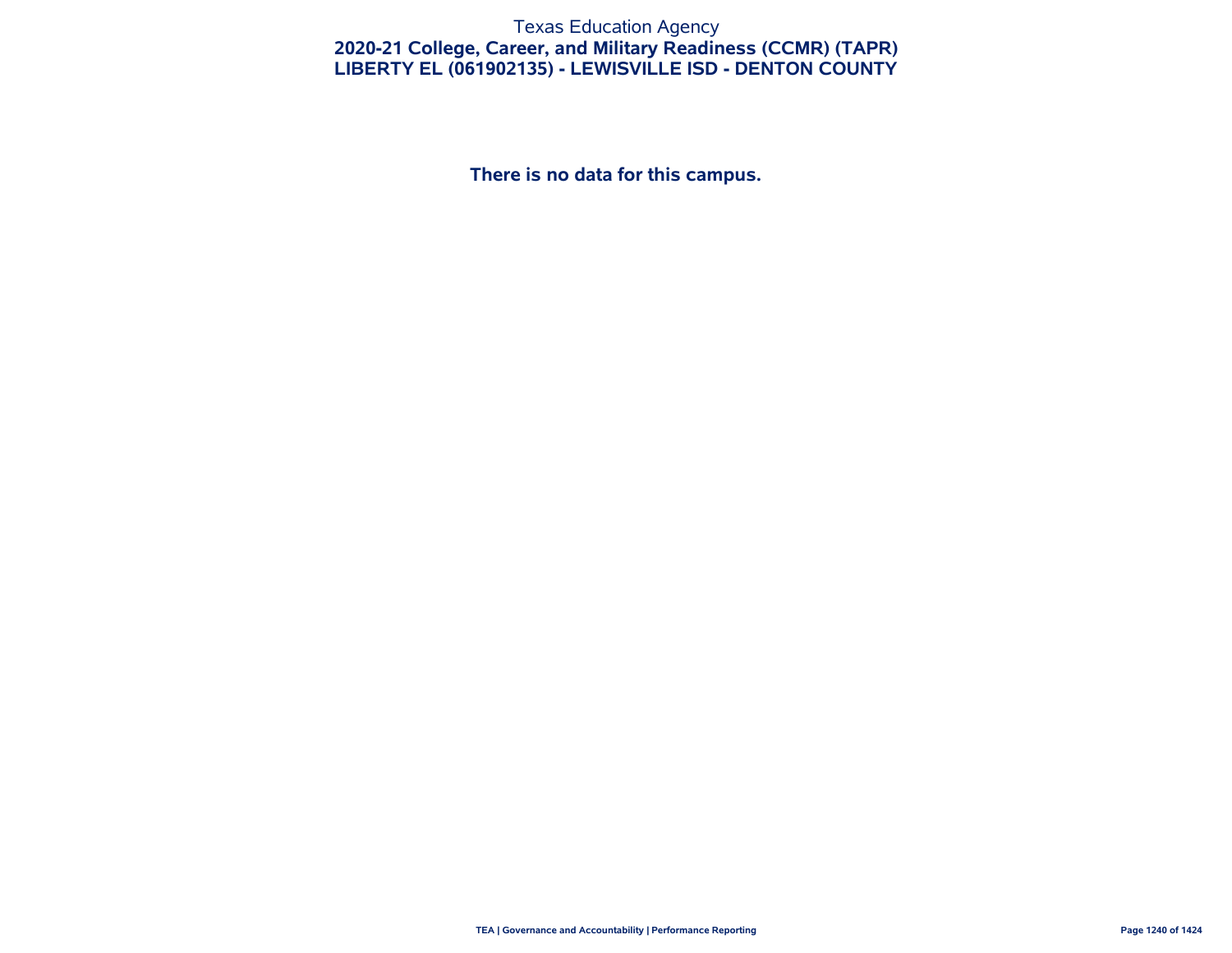Texas Education Agency

# 2020-21 College, Career, and Military Readiness (CCMR) (TAPR)

## LIBERTY EL (061902135) - LEWISVILLE ISD - DENTON COUNTY

**There is no data for this campus.**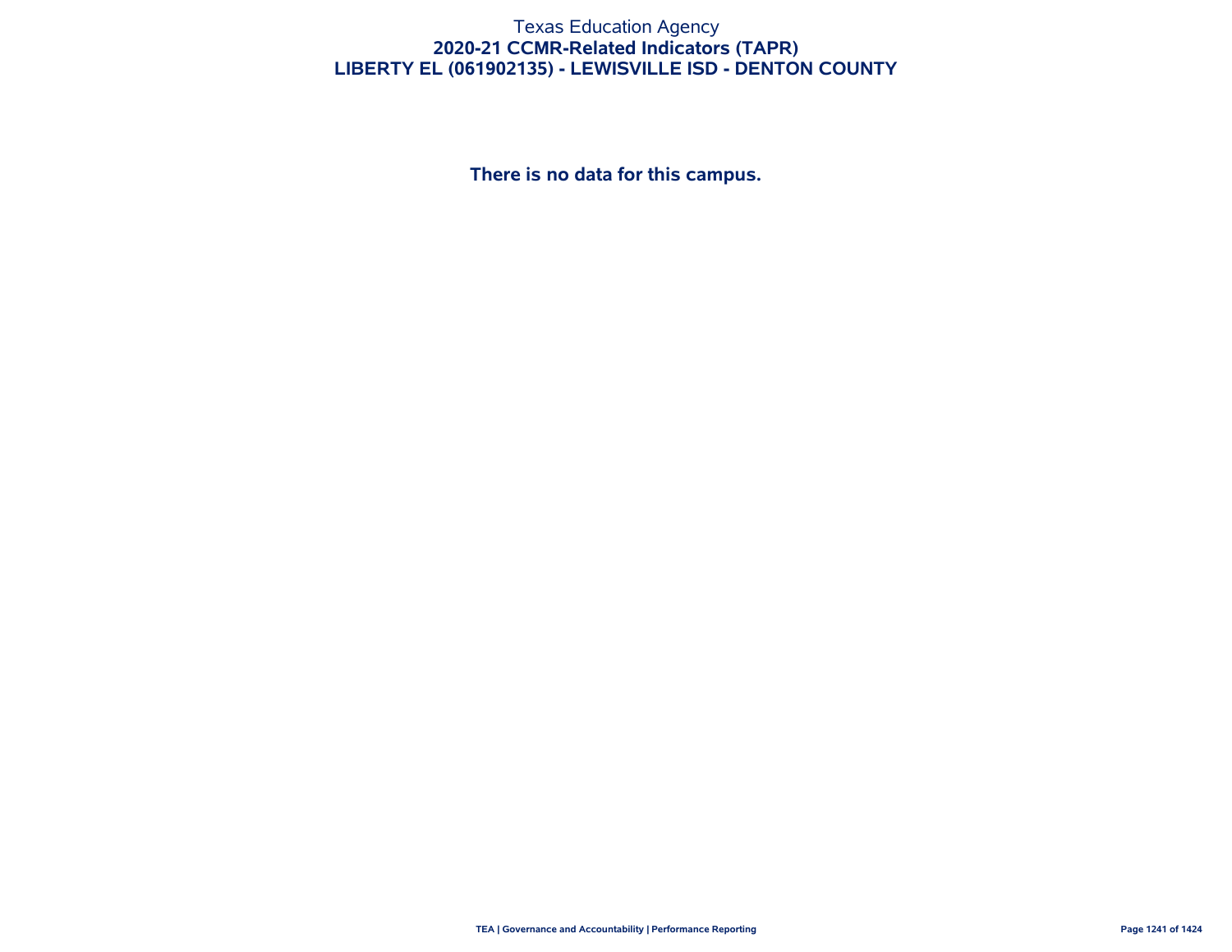Texas Education Agency

**2020-21 CCMR-Related Indicators (TAPR)**

**LIBERTY EL (061902135) - LEWISVILLE ISD - DENTON COUNTY**

**There is no data for this campus.**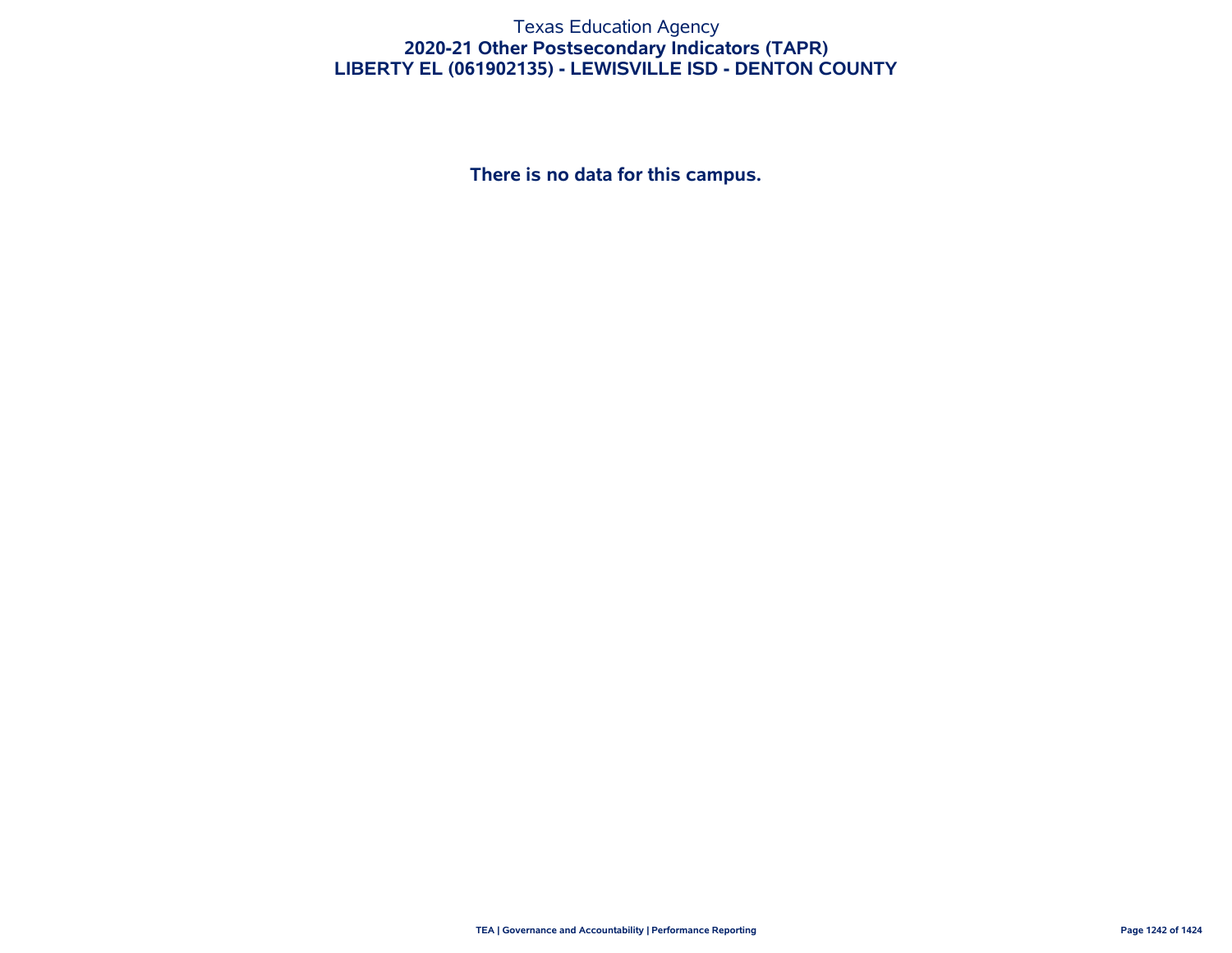# Texas Education Agency
## 2020-21 Other Postsecondary Indicators (TAPR)
## LIBERTY EL (061902135) - LEWISVILLE ISD - DENTON COUNTY

**There is no data for this campus.**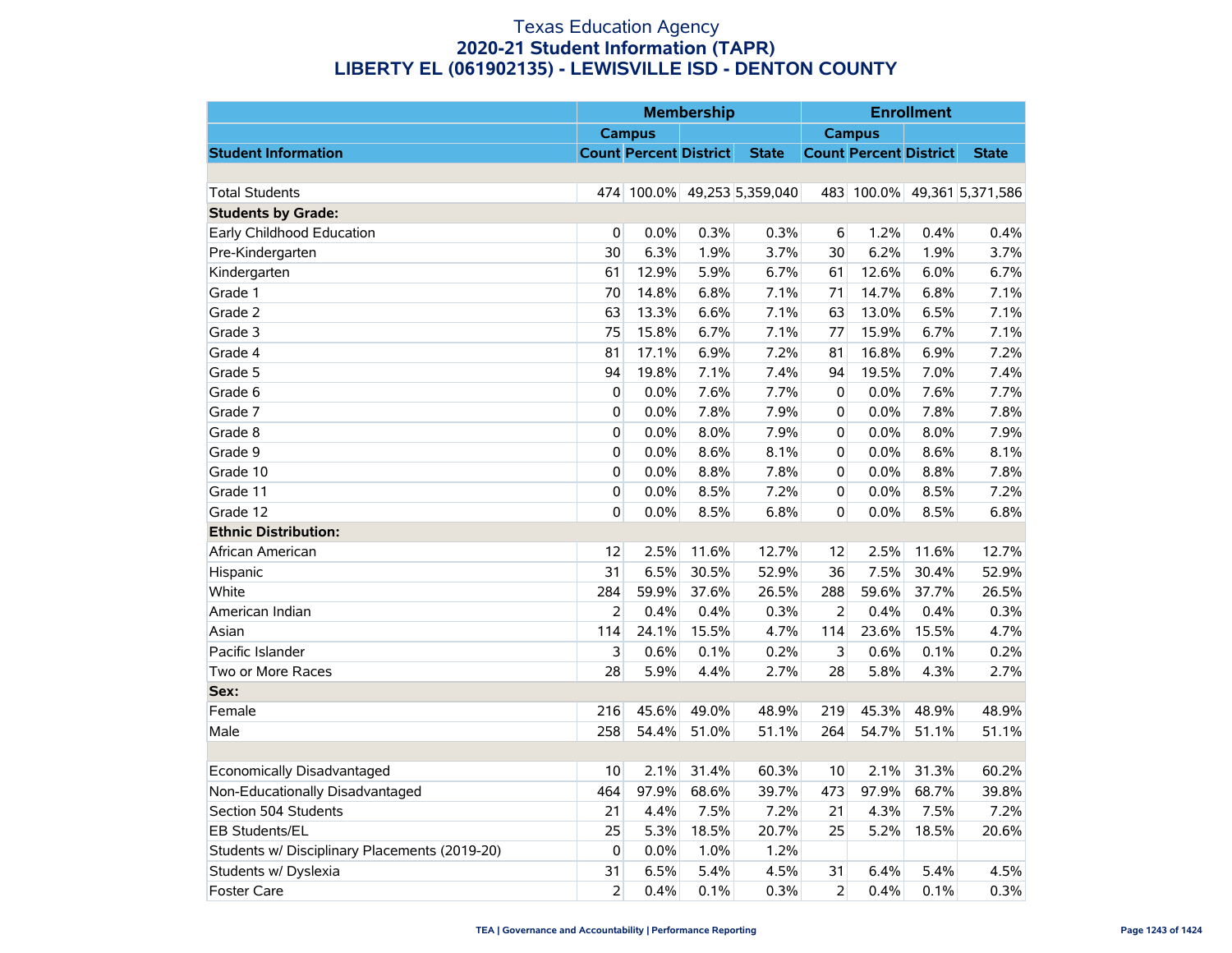# Texas Education Agency
## 2020-21 Student Information (TAPR)
## LIBERTY EL (061902135) - LEWISVILLE ISD - DENTON COUNTY

| | Membership | | | | Enrollment | | | |
|---|---|---|---|---|---|---|---|---|
| | Campus | | | | Campus | | | |
| **Student Information** | **Count** | **Percent** | **District** | **State** | **Count** | **Percent** | **District** | **State** |
| Total Students | 474 | 100.0% | 49,253 | 5,359,040 | 483 | 100.0% | 49,361 | 5,371,586 |
| **Students by Grade:** | | | | | | | | |
| Early Childhood Education | 0 | 0.0% | 0.3% | 0.3% | 6 | 1.2% | 0.4% | 0.4% |
| Pre-Kindergarten | 30 | 6.3% | 1.9% | 3.7% | 30 | 6.2% | 1.9% | 3.7% |
| Kindergarten | 61 | 12.9% | 5.9% | 6.7% | 61 | 12.6% | 6.0% | 6.7% |
| Grade 1 | 70 | 14.8% | 6.8% | 7.1% | 71 | 14.7% | 6.8% | 7.1% |
| Grade 2 | 63 | 13.3% | 6.6% | 7.1% | 63 | 13.0% | 6.5% | 7.1% |
| Grade 3 | 75 | 15.8% | 6.7% | 7.1% | 77 | 15.9% | 6.7% | 7.1% |
| Grade 4 | 81 | 17.1% | 6.9% | 7.2% | 81 | 16.8% | 6.9% | 7.2% |
| Grade 5 | 94 | 19.8% | 7.1% | 7.4% | 94 | 19.5% | 7.0% | 7.4% |
| Grade 6 | 0 | 0.0% | 7.6% | 7.7% | 0 | 0.0% | 7.6% | 7.7% |
| Grade 7 | 0 | 0.0% | 7.8% | 7.9% | 0 | 0.0% | 7.8% | 7.8% |
| Grade 8 | 0 | 0.0% | 8.0% | 7.9% | 0 | 0.0% | 8.0% | 7.9% |
| Grade 9 | 0 | 0.0% | 8.6% | 8.1% | 0 | 0.0% | 8.6% | 8.1% |
| Grade 10 | 0 | 0.0% | 8.8% | 7.8% | 0 | 0.0% | 8.8% | 7.8% |
| Grade 11 | 0 | 0.0% | 8.5% | 7.2% | 0 | 0.0% | 8.5% | 7.2% |
| Grade 12 | 0 | 0.0% | 8.5% | 6.8% | 0 | 0.0% | 8.5% | 6.8% |
| **Ethnic Distribution:** | | | | | | | | |
| African American | 12 | 2.5% | 11.6% | 12.7% | 12 | 2.5% | 11.6% | 12.7% |
| Hispanic | 31 | 6.5% | 30.5% | 52.9% | 36 | 7.5% | 30.4% | 52.9% |
| White | 284 | 59.9% | 37.6% | 26.5% | 288 | 59.6% | 37.7% | 26.5% |
| American Indian | 2 | 0.4% | 0.4% | 0.3% | 2 | 0.4% | 0.4% | 0.3% |
| Asian | 114 | 24.1% | 15.5% | 4.7% | 114 | 23.6% | 15.5% | 4.7% |
| Pacific Islander | 3 | 0.6% | 0.1% | 0.2% | 3 | 0.6% | 0.1% | 0.2% |
| Two or More Races | 28 | 5.9% | 4.4% | 2.7% | 28 | 5.8% | 4.3% | 2.7% |
| **Sex:** | | | | | | | | |
| Female | 216 | 45.6% | 49.0% | 48.9% | 219 | 45.3% | 48.9% | 48.9% |
| Male | 258 | 54.4% | 51.0% | 51.1% | 264 | 54.7% | 51.1% | 51.1% |
| | | | | | | | | |
| Economically Disadvantaged | 10 | 2.1% | 31.4% | 60.3% | 10 | 2.1% | 31.3% | 60.2% |
| Non-Educationally Disadvantaged | 464 | 97.9% | 68.6% | 39.7% | 473 | 97.9% | 68.7% | 39.8% |
| Section 504 Students | 21 | 4.4% | 7.5% | 7.2% | 21 | 4.3% | 7.5% | 7.2% |
| EB Students/EL | 25 | 5.3% | 18.5% | 20.7% | 25 | 5.2% | 18.5% | 20.6% |
| Students w/ Disciplinary Placements (2019-20) | 0 | 0.0% | 1.0% | 1.2% | | | | |
| Students w/ Dyslexia | 31 | 6.5% | 5.4% | 4.5% | 31 | 6.4% | 5.4% | 4.5% |
| Foster Care | 2 | 0.4% | 0.1% | 0.3% | 2 | 0.4% | 0.1% | 0.3% |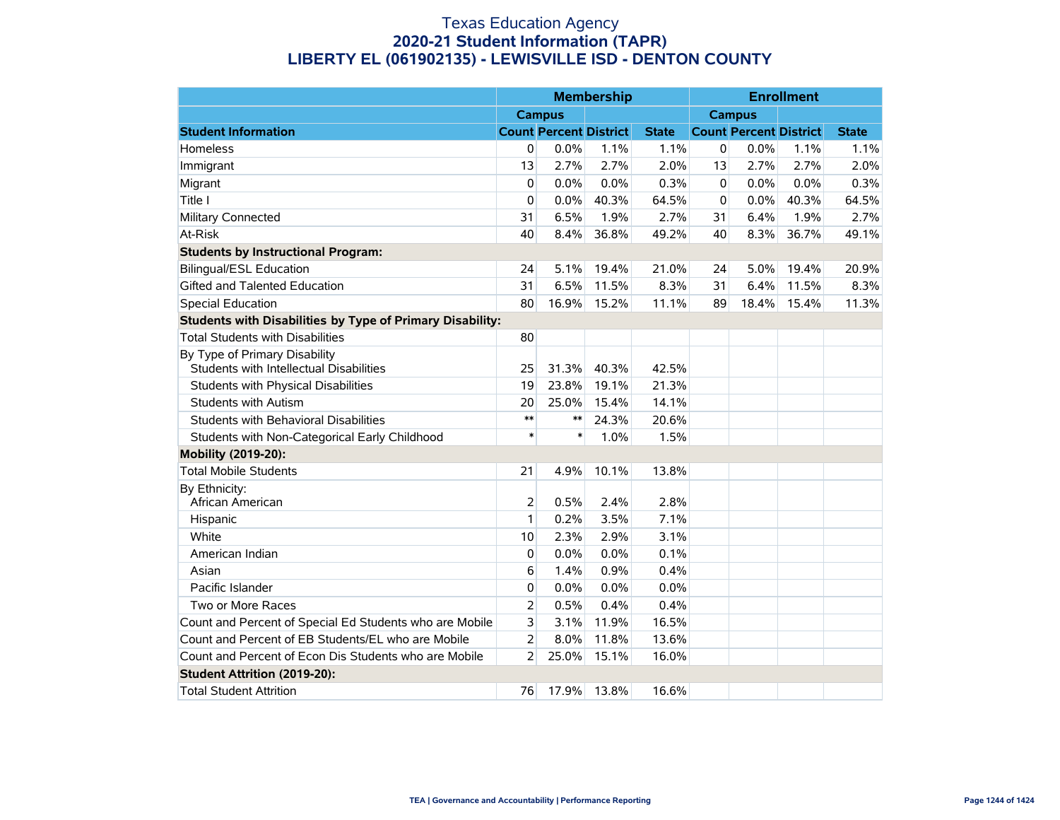# Texas Education Agency
## 2020-21 Student Information (TAPR)
## LIBERTY EL (061902135) - LEWISVILLE ISD - DENTON COUNTY

| | Membership | | | | Enrollment | | | |
|---|---|---|---|---|---|---|---|---|
| | Campus | | | | Campus | | | |
| **Student Information** | **Count** | **Percent** | **District** | **State** | **Count** | **Percent** | **District** | **State** |
| Homeless | 0 | 0.0% | 1.1% | 1.1% | 0 | 0.0% | 1.1% | 1.1% |
| Immigrant | 13 | 2.7% | 2.7% | 2.0% | 13 | 2.7% | 2.7% | 2.0% |
| Migrant | 0 | 0.0% | 0.0% | 0.3% | 0 | 0.0% | 0.0% | 0.3% |
| Title I | 0 | 0.0% | 40.3% | 64.5% | 0 | 0.0% | 40.3% | 64.5% |
| Military Connected | 31 | 6.5% | 1.9% | 2.7% | 31 | 6.4% | 1.9% | 2.7% |
| At-Risk | 40 | 8.4% | 36.8% | 49.2% | 40 | 8.3% | 36.7% | 49.1% |
| **Students by Instructional Program:** | | | | | | | | |
| Bilingual/ESL Education | 24 | 5.1% | 19.4% | 21.0% | 24 | 5.0% | 19.4% | 20.9% |
| Gifted and Talented Education | 31 | 6.5% | 11.5% | 8.3% | 31 | 6.4% | 11.5% | 8.3% |
| Special Education | 80 | 16.9% | 15.2% | 11.1% | 89 | 18.4% | 15.4% | 11.3% |
| **Students with Disabilities by Type of Primary Disability:** | | | | | | | | |
| Total Students with Disabilities | 80 | | | | | | | |
| By Type of Primary Disability<br>Students with Intellectual Disabilities | 25 | 31.3% | 40.3% | 42.5% | | | | |
| Students with Physical Disabilities | 19 | 23.8% | 19.1% | 21.3% | | | | |
| Students with Autism | 20 | 25.0% | 15.4% | 14.1% | | | | |
| Students with Behavioral Disabilities | ** | ** | 24.3% | 20.6% | | | | |
| Students with Non-Categorical Early Childhood | * | * | 1.0% | 1.5% | | | | |
| **Mobility (2019-20):** | | | | | | | | |
| Total Mobile Students | 21 | 4.9% | 10.1% | 13.8% | | | | |
| By Ethnicity:<br>African American | 2 | 0.5% | 2.4% | 2.8% | | | | |
| Hispanic | 1 | 0.2% | 3.5% | 7.1% | | | | |
| White | 10 | 2.3% | 2.9% | 3.1% | | | | |
| American Indian | 0 | 0.0% | 0.0% | 0.1% | | | | |
| Asian | 6 | 1.4% | 0.9% | 0.4% | | | | |
| Pacific Islander | 0 | 0.0% | 0.0% | 0.0% | | | | |
| Two or More Races | 2 | 0.5% | 0.4% | 0.4% | | | | |
| Count and Percent of Special Ed Students who are Mobile | 3 | 3.1% | 11.9% | 16.5% | | | | |
| Count and Percent of EB Students/EL who are Mobile | 2 | 8.0% | 11.8% | 13.6% | | | | |
| Count and Percent of Econ Dis Students who are Mobile | 2 | 25.0% | 15.1% | 16.0% | | | | |
| **Student Attrition (2019-20):** | | | | | | | | |
| Total Student Attrition | 76 | 17.9% | 13.8% | 16.6% | | | | |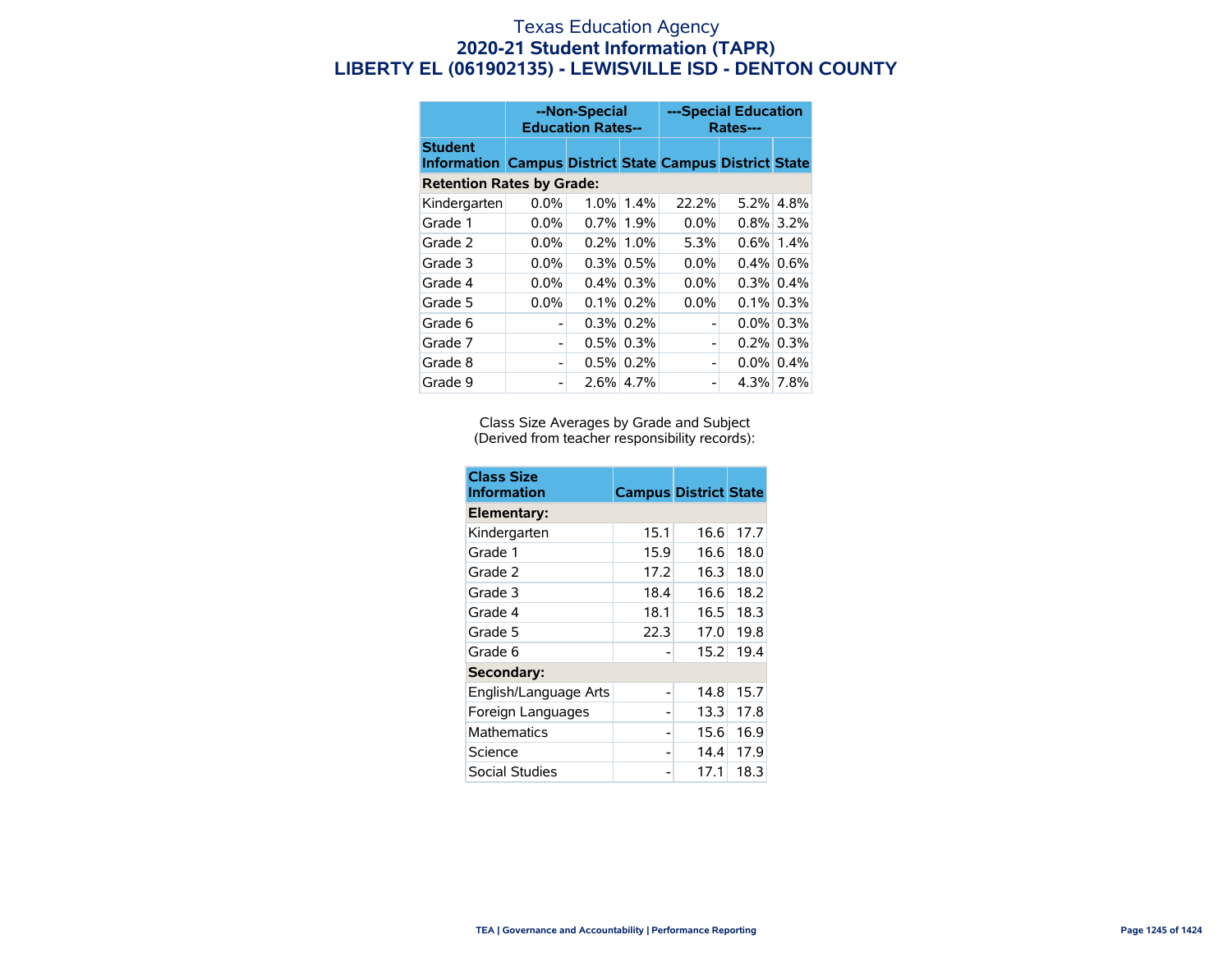# Texas Education Agency
## 2020-21 Student Information (TAPR)
## LIBERTY EL (061902135) - LEWISVILLE ISD - DENTON COUNTY

| | --Non-Special Education Rates-- | | | ---Special Education Rates--- | | |
|---|---|---|---|---|---|---|
| **Student Information** | **Campus** | **District** | **State** | **Campus** | **District** | **State** |
| **Retention Rates by Grade:** | | | | | | |
| Kindergarten | 0.0% | 1.0% | 1.4% | 22.2% | 5.2% | 4.8% |
| Grade 1 | 0.0% | 0.7% | 1.9% | 0.0% | 0.8% | 3.2% |
| Grade 2 | 0.0% | 0.2% | 1.0% | 5.3% | 0.6% | 1.4% |
| Grade 3 | 0.0% | 0.3% | 0.5% | 0.0% | 0.4% | 0.6% |
| Grade 4 | 0.0% | 0.4% | 0.3% | 0.0% | 0.3% | 0.4% |
| Grade 5 | 0.0% | 0.1% | 0.2% | 0.0% | 0.1% | 0.3% |
| Grade 6 | - | 0.3% | 0.2% | - | 0.0% | 0.3% |
| Grade 7 | - | 0.5% | 0.3% | - | 0.2% | 0.3% |
| Grade 8 | - | 0.5% | 0.2% | - | 0.0% | 0.4% |
| Grade 9 | - | 2.6% | 4.7% | - | 4.3% | 7.8% |

Class Size Averages by Grade and Subject
(Derived from teacher responsibility records):

| Class Size Information | Campus | District | State |
|---|---|---|---|
| **Elementary:** | | | |
| Kindergarten | 15.1 | 16.6 | 17.7 |
| Grade 1 | 15.9 | 16.6 | 18.0 |
| Grade 2 | 17.2 | 16.3 | 18.0 |
| Grade 3 | 18.4 | 16.6 | 18.2 |
| Grade 4 | 18.1 | 16.5 | 18.3 |
| Grade 5 | 22.3 | 17.0 | 19.8 |
| Grade 6 | - | 15.2 | 19.4 |
| **Secondary:** | | | |
| English/Language Arts | - | 14.8 | 15.7 |
| Foreign Languages | - | 13.3 | 17.8 |
| Mathematics | - | 15.6 | 16.9 |
| Science | - | 14.4 | 17.9 |
| Social Studies | - | 17.1 | 18.3 |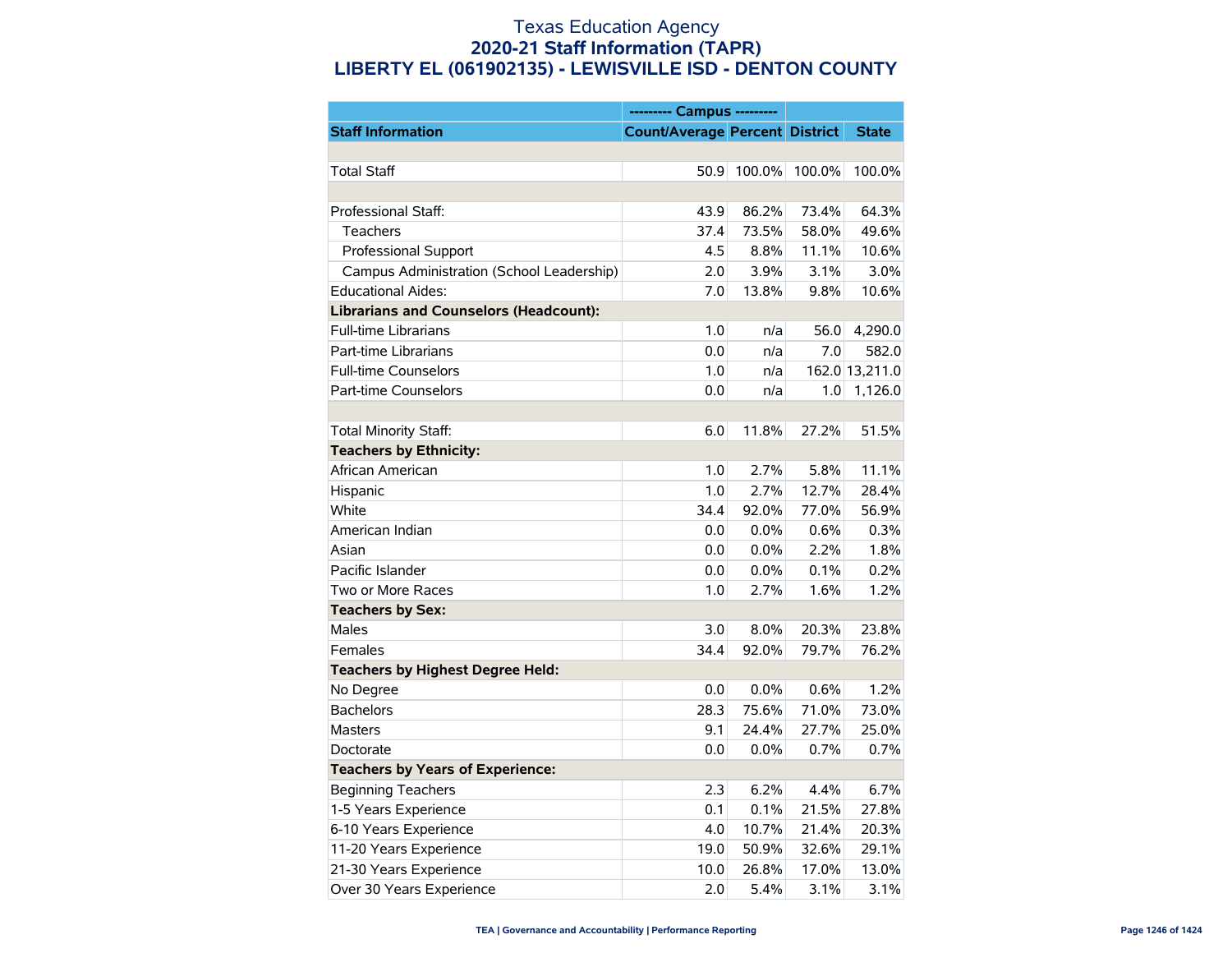# Texas Education Agency

## 2020-21 Staff Information (TAPR)

## LIBERTY EL (061902135) - LEWISVILLE ISD - DENTON COUNTY

| | --------- Campus --------- | | | |
|---|---|---|---|---|
| **Staff Information** | **Count/Average** | **Percent** | **District** | **State** |
| | | | | |
| Total Staff | 50.9 | 100.0% | 100.0% | 100.0% |
| | | | | |
| Professional Staff: | 43.9 | 86.2% | 73.4% | 64.3% |
| Teachers | 37.4 | 73.5% | 58.0% | 49.6% |
| Professional Support | 4.5 | 8.8% | 11.1% | 10.6% |
| Campus Administration (School Leadership) | 2.0 | 3.9% | 3.1% | 3.0% |
| Educational Aides: | 7.0 | 13.8% | 9.8% | 10.6% |
| **Librarians and Counselors (Headcount):** | | | | |
| Full-time Librarians | 1.0 | n/a | 56.0 | 4,290.0 |
| Part-time Librarians | 0.0 | n/a | 7.0 | 582.0 |
| Full-time Counselors | 1.0 | n/a | 162.0 | 13,211.0 |
| Part-time Counselors | 0.0 | n/a | 1.0 | 1,126.0 |
| | | | | |
| Total Minority Staff: | 6.0 | 11.8% | 27.2% | 51.5% |
| **Teachers by Ethnicity:** | | | | |
| African American | 1.0 | 2.7% | 5.8% | 11.1% |
| Hispanic | 1.0 | 2.7% | 12.7% | 28.4% |
| White | 34.4 | 92.0% | 77.0% | 56.9% |
| American Indian | 0.0 | 0.0% | 0.6% | 0.3% |
| Asian | 0.0 | 0.0% | 2.2% | 1.8% |
| Pacific Islander | 0.0 | 0.0% | 0.1% | 0.2% |
| Two or More Races | 1.0 | 2.7% | 1.6% | 1.2% |
| **Teachers by Sex:** | | | | |
| Males | 3.0 | 8.0% | 20.3% | 23.8% |
| Females | 34.4 | 92.0% | 79.7% | 76.2% |
| **Teachers by Highest Degree Held:** | | | | |
| No Degree | 0.0 | 0.0% | 0.6% | 1.2% |
| Bachelors | 28.3 | 75.6% | 71.0% | 73.0% |
| Masters | 9.1 | 24.4% | 27.7% | 25.0% |
| Doctorate | 0.0 | 0.0% | 0.7% | 0.7% |
| **Teachers by Years of Experience:** | | | | |
| Beginning Teachers | 2.3 | 6.2% | 4.4% | 6.7% |
| 1-5 Years Experience | 0.1 | 0.1% | 21.5% | 27.8% |
| 6-10 Years Experience | 4.0 | 10.7% | 21.4% | 20.3% |
| 11-20 Years Experience | 19.0 | 50.9% | 32.6% | 29.1% |
| 21-30 Years Experience | 10.0 | 26.8% | 17.0% | 13.0% |
| Over 30 Years Experience | 2.0 | 5.4% | 3.1% | 3.1% |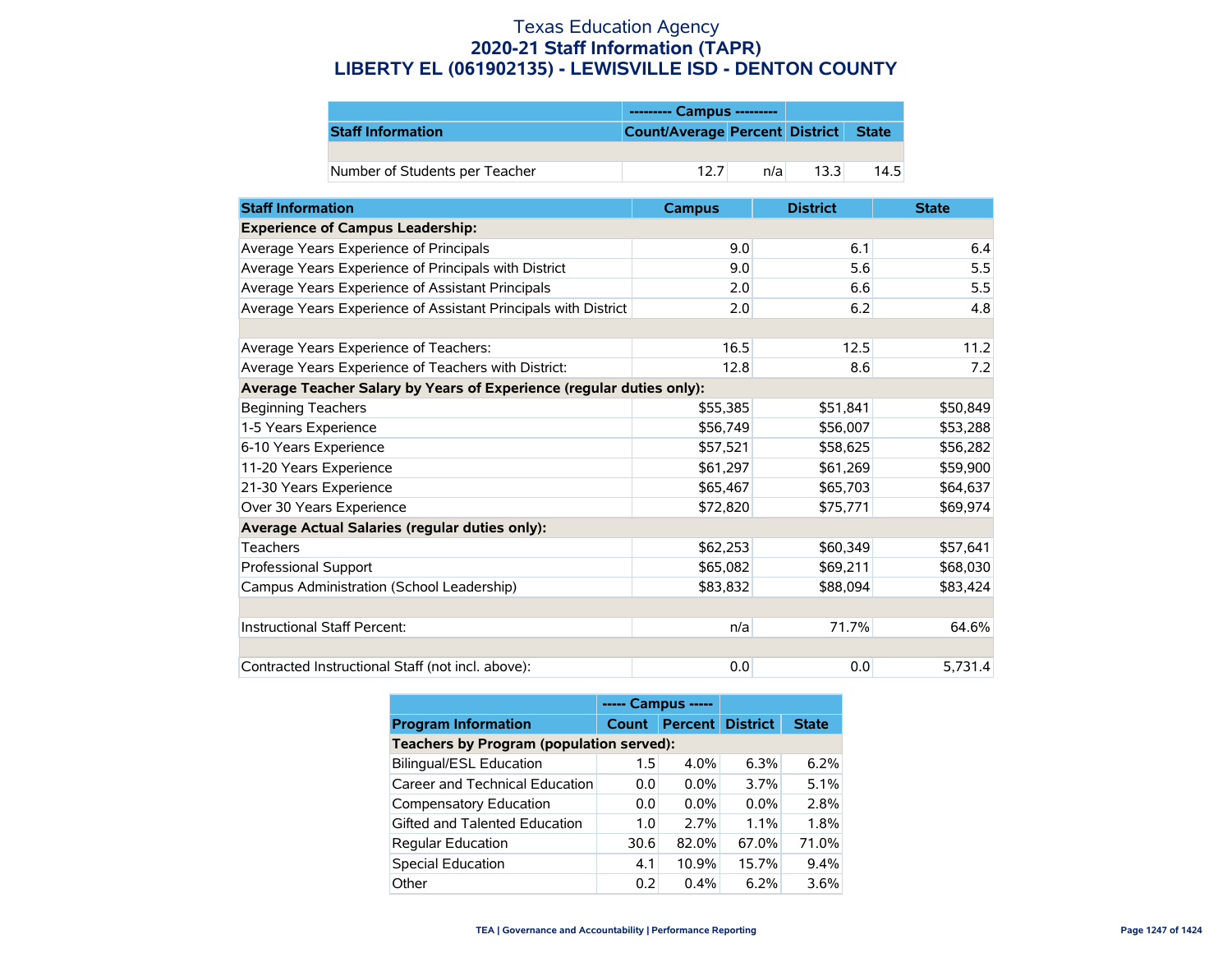# Texas Education Agency
## 2020-21 Staff Information (TAPR)
## LIBERTY EL (061902135) - LEWISVILLE ISD - DENTON COUNTY

| | --------- Campus --------- | | | |
|---|---|---|---|---|
| Staff Information | Count/Average | Percent | District | State |
| | | | | |
| Number of Students per Teacher | 12.7 | n/a | 13.3 | 14.5 |

| Staff Information | Campus | District | State |
|---|---|---|---|
| **Experience of Campus Leadership:** | | | |
| Average Years Experience of Principals | 9.0 | 6.1 | 6.4 |
| Average Years Experience of Principals with District | 9.0 | 5.6 | 5.5 |
| Average Years Experience of Assistant Principals | 2.0 | 6.6 | 5.5 |
| Average Years Experience of Assistant Principals with District | 2.0 | 6.2 | 4.8 |
| | | | |
| Average Years Experience of Teachers: | 16.5 | 12.5 | 11.2 |
| Average Years Experience of Teachers with District: | 12.8 | 8.6 | 7.2 |
| **Average Teacher Salary by Years of Experience (regular duties only):** | | | |
| Beginning Teachers | $55,385 | $51,841 | $50,849 |
| 1-5 Years Experience | $56,749 | $56,007 | $53,288 |
| 6-10 Years Experience | $57,521 | $58,625 | $56,282 |
| 11-20 Years Experience | $61,297 | $61,269 | $59,900 |
| 21-30 Years Experience | $65,467 | $65,703 | $64,637 |
| Over 30 Years Experience | $72,820 | $75,771 | $69,974 |
| **Average Actual Salaries (regular duties only):** | | | |
| Teachers | $62,253 | $60,349 | $57,641 |
| Professional Support | $65,082 | $69,211 | $68,030 |
| Campus Administration (School Leadership) | $83,832 | $88,094 | $83,424 |
| | | | |
| Instructional Staff Percent: | n/a | 71.7% | 64.6% |
| | | | |
| Contracted Instructional Staff (not incl. above): | 0.0 | 0.0 | 5,731.4 |

| | ----- Campus ----- | | | |
|---|---|---|---|---|
| Program Information | Count | Percent | District | State |
| **Teachers by Program (population served):** | | | | |
| Bilingual/ESL Education | 1.5 | 4.0% | 6.3% | 6.2% |
| Career and Technical Education | 0.0 | 0.0% | 3.7% | 5.1% |
| Compensatory Education | 0.0 | 0.0% | 0.0% | 2.8% |
| Gifted and Talented Education | 1.0 | 2.7% | 1.1% | 1.8% |
| Regular Education | 30.6 | 82.0% | 67.0% | 71.0% |
| Special Education | 4.1 | 10.9% | 15.7% | 9.4% |
| Other | 0.2 | 0.4% | 6.2% | 3.6% |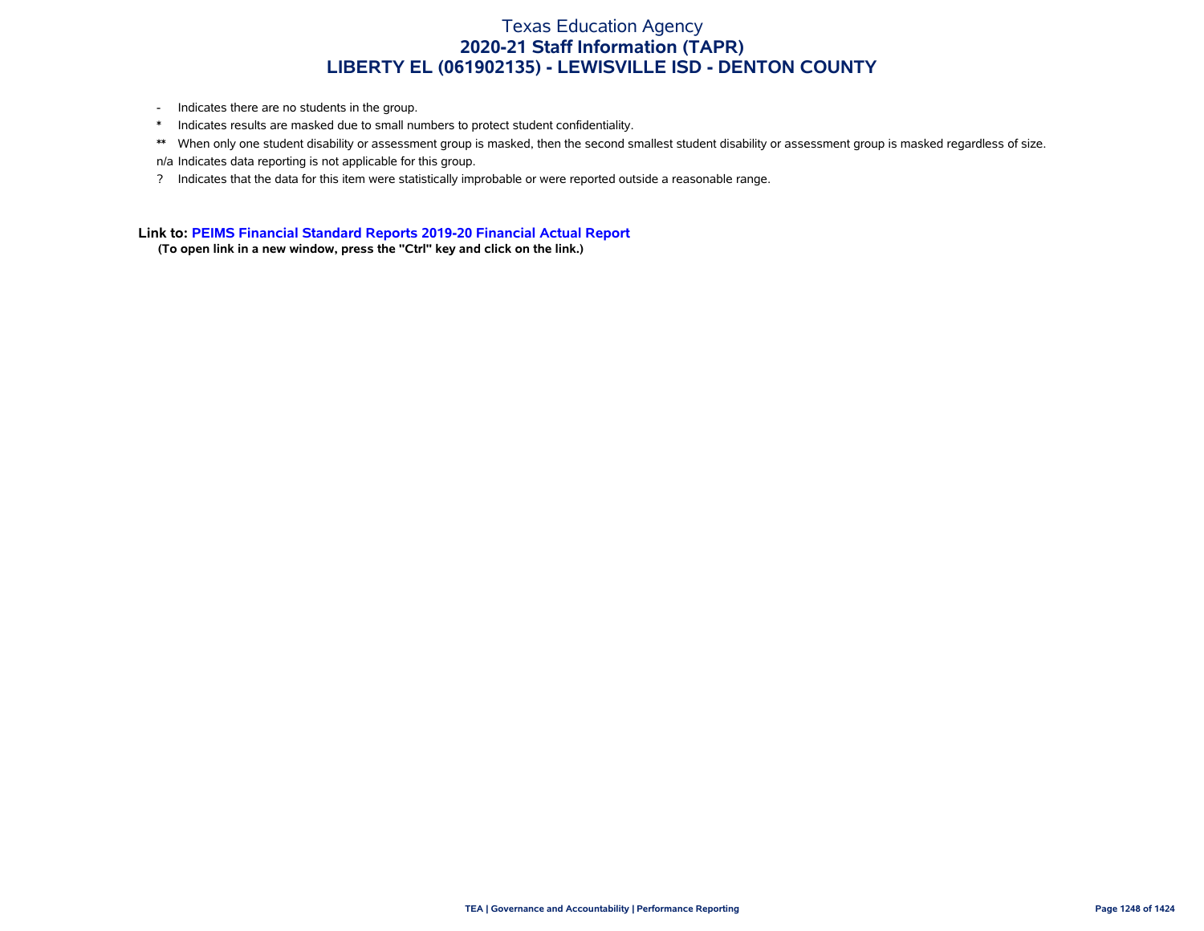# Texas Education Agency
## 2020-21 Staff Information (TAPR)
## LIBERTY EL (061902135) - LEWISVILLE ISD - DENTON COUNTY

- \- Indicates there are no students in the group.
- \* Indicates results are masked due to small numbers to protect student confidentiality.
- ** When only one student disability or assessment group is masked, then the second smallest student disability or assessment group is masked regardless of size.
- n/a Indicates data reporting is not applicable for this group.
- ? Indicates that the data for this item were statistically improbable or were reported outside a reasonable range.

**Link to: PEIMS Financial Standard Reports 2019-20 Financial Actual Report**
**(To open link in a new window, press the "Ctrl" key and click on the link.)**